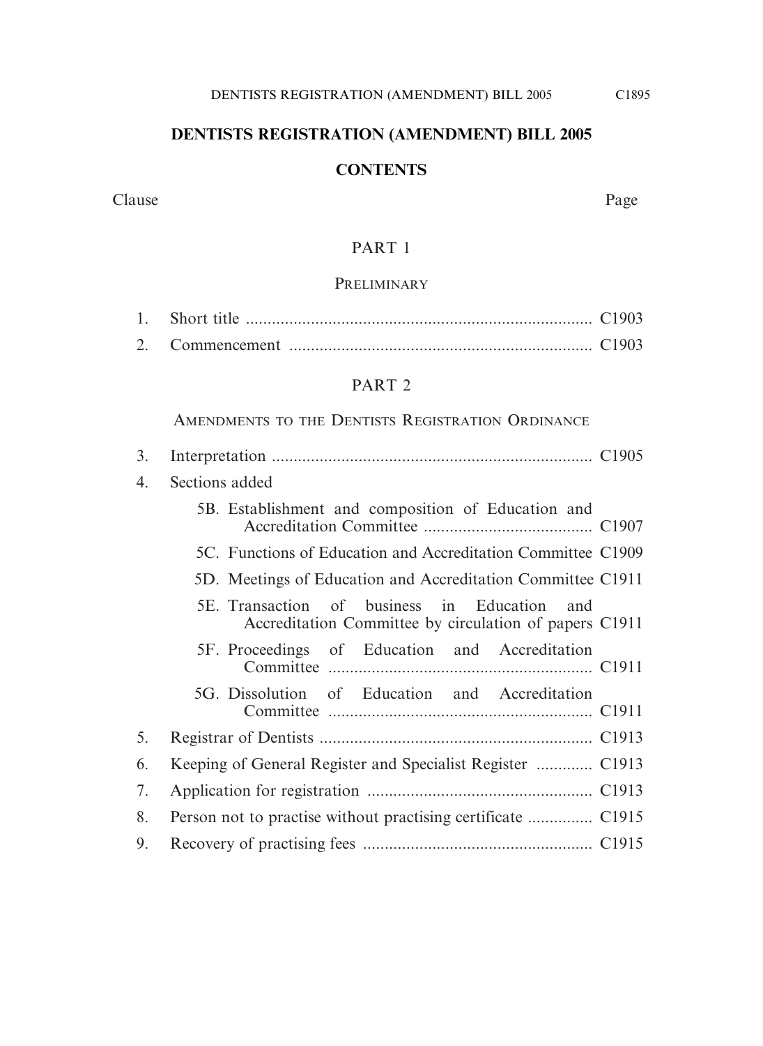# DENTISTS REGISTRATION (AMENDMENT) BILL 2005

## CONTENTS

| Clause | | Page |
|---|---|---|
| | **PART 1** | |
| | PRELIMINARY | |
| 1. | Short title | C1903 |
| 2. | Commencement | C1903 |
| | **PART 2** | |
| | AMENDMENTS TO THE DENTISTS REGISTRATION ORDINANCE | |
| 3. | Interpretation | C1905 |
| 4. | Sections added | |
| | 5B. Establishment and composition of Education and Accreditation Committee | C1907 |
| | 5C. Functions of Education and Accreditation Committee | C1909 |
| | 5D. Meetings of Education and Accreditation Committee | C1911 |
| | 5E. Transaction of business in Education and Accreditation Committee by circulation of papers | C1911 |
| | 5F. Proceedings of Education and Accreditation Committee | C1911 |
| | 5G. Dissolution of Education and Accreditation Committee | C1911 |
| 5. | Registrar of Dentists | C1913 |
| 6. | Keeping of General Register and Specialist Register | C1913 |
| 7. | Application for registration | C1913 |
| 8. | Person not to practise without practising certificate | C1915 |
| 9. | Recovery of practising fees | C1915 |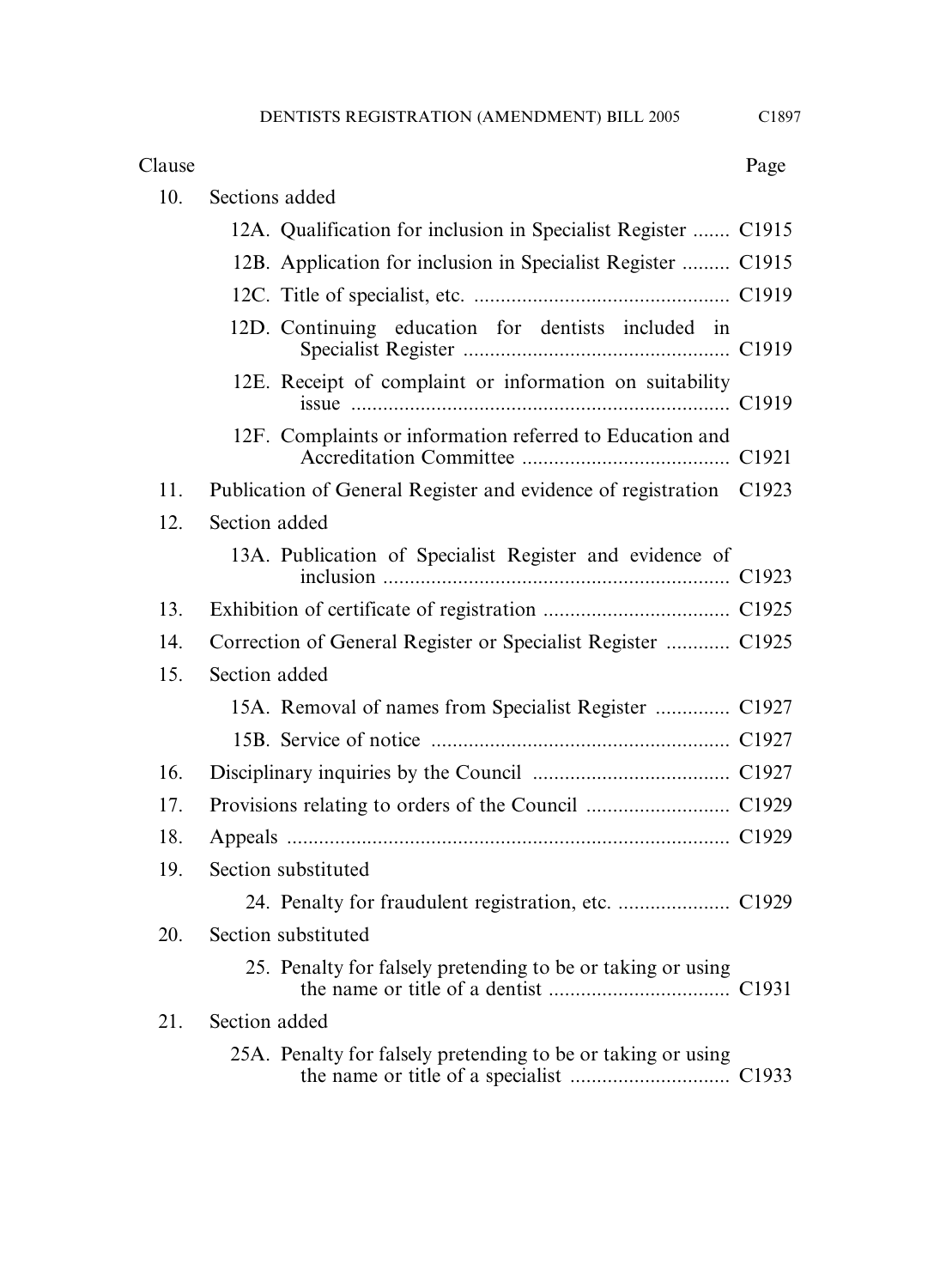| Clause | | Page |
|---|---|---|
| 10. | Sections added | |
| | 12A. Qualification for inclusion in Specialist Register | C1915 |
| | 12B. Application for inclusion in Specialist Register | C1915 |
| | 12C. Title of specialist, etc. | C1919 |
| | 12D. Continuing education for dentists included in Specialist Register | C1919 |
| | 12E. Receipt of complaint or information on suitability issue | C1919 |
| | 12F. Complaints or information referred to Education and Accreditation Committee | C1921 |
| 11. | Publication of General Register and evidence of registration | C1923 |
| 12. | Section added | |
| | 13A. Publication of Specialist Register and evidence of inclusion | C1923 |
| 13. | Exhibition of certificate of registration | C1925 |
| 14. | Correction of General Register or Specialist Register | C1925 |
| 15. | Section added | |
| | 15A. Removal of names from Specialist Register | C1927 |
| | 15B. Service of notice | C1927 |
| 16. | Disciplinary inquiries by the Council | C1927 |
| 17. | Provisions relating to orders of the Council | C1929 |
| 18. | Appeals | C1929 |
| 19. | Section substituted | |
| | 24. Penalty for fraudulent registration, etc. | C1929 |
| 20. | Section substituted | |
| | 25. Penalty for falsely pretending to be or taking or using the name or title of a dentist | C1931 |
| 21. | Section added | |
| | 25A. Penalty for falsely pretending to be or taking or using the name or title of a specialist | C1933 |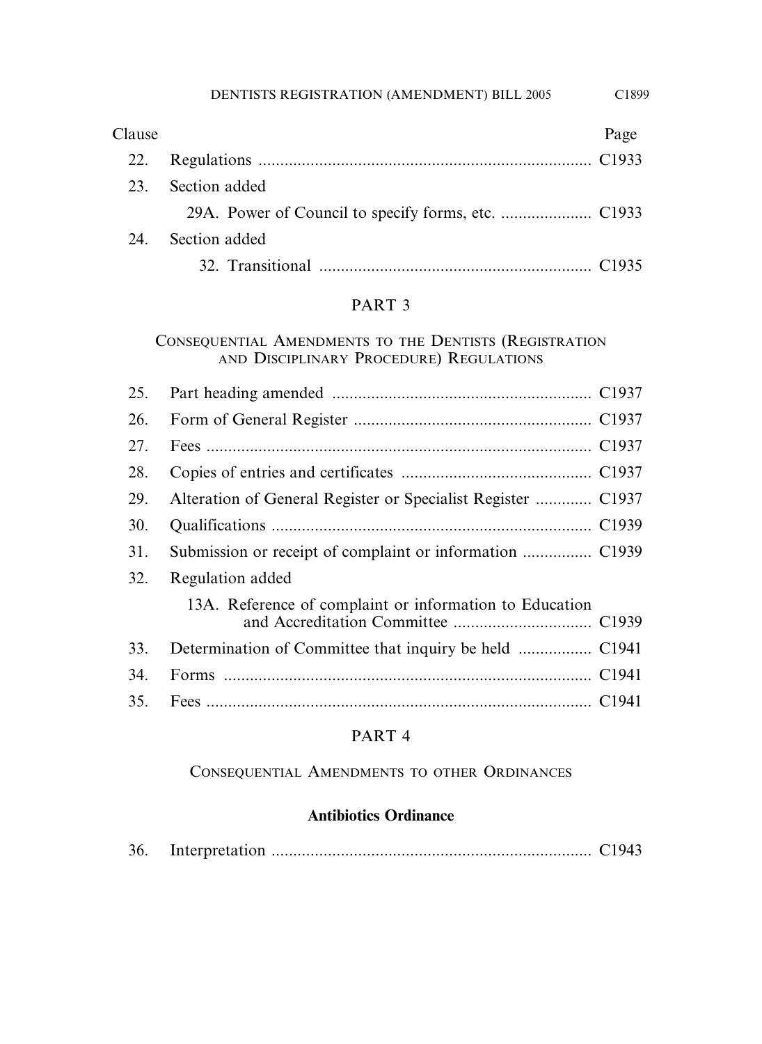| Clause | | Page |
|---|---|---|
| 22. | Regulations | C1933 |
| 23. | Section added | |
| | 29A. Power of Council to specify forms, etc. | C1933 |
| 24. | Section added | |
| | 32. Transitional | C1935 |

## PART 3

### CONSEQUENTIAL AMENDMENTS TO THE DENTISTS (REGISTRATION AND DISCIPLINARY PROCEDURE) REGULATIONS

| | | |
|---|---|---|
| 25. | Part heading amended | C1937 |
| 26. | Form of General Register | C1937 |
| 27. | Fees | C1937 |
| 28. | Copies of entries and certificates | C1937 |
| 29. | Alteration of General Register or Specialist Register | C1937 |
| 30. | Qualifications | C1939 |
| 31. | Submission or receipt of complaint or information | C1939 |
| 32. | Regulation added | |
| | 13A. Reference of complaint or information to Education and Accreditation Committee | C1939 |
| 33. | Determination of Committee that inquiry be held | C1941 |
| 34. | Forms | C1941 |
| 35. | Fees | C1941 |

## PART 4

### CONSEQUENTIAL AMENDMENTS TO OTHER ORDINANCES

**Antibiotics Ordinance**

| | | |
|---|---|---|
| 36. | Interpretation | C1943 |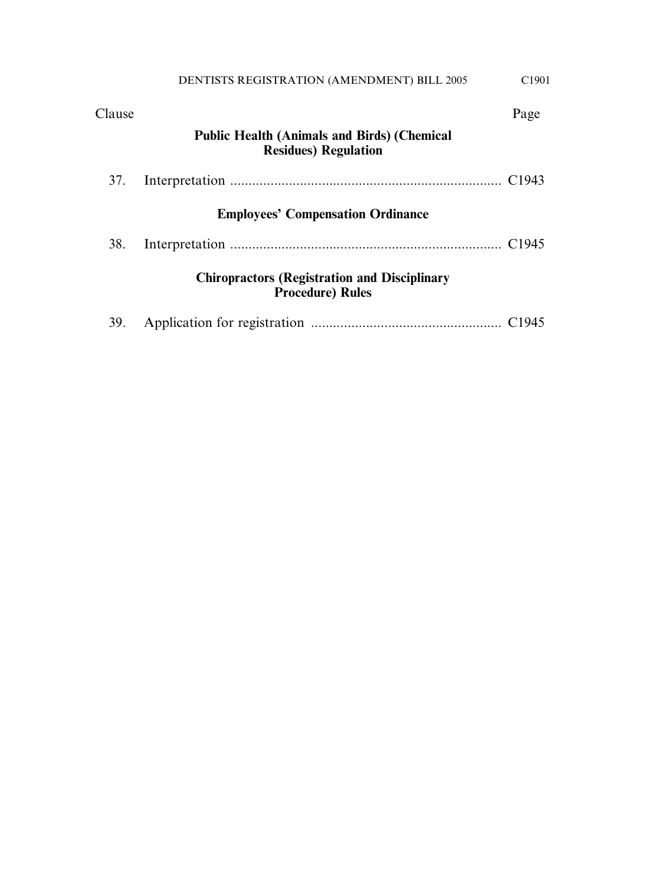| Clause | | Page |
|---|---|---|
| | **Public Health (Animals and Birds) (Chemical Residues) Regulation** | |
| 37. | Interpretation | C1943 |
| | **Employees' Compensation Ordinance** | |
| 38. | Interpretation | C1945 |
| | **Chiropractors (Registration and Disciplinary Procedure) Rules** | |
| 39. | Application for registration | C1945 |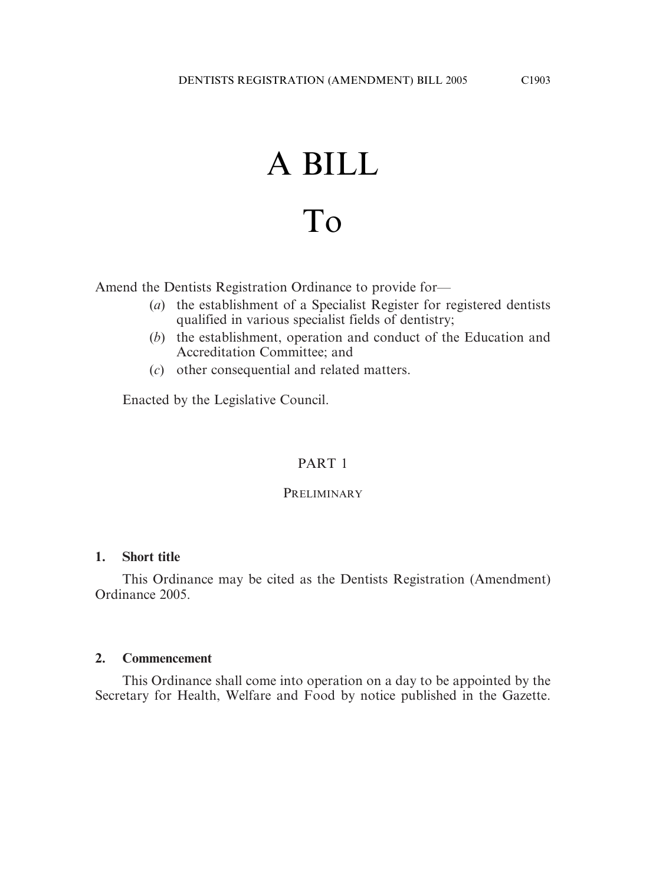# A BILL

# To

Amend the Dentists Registration Ordinance to provide for—

(*a*) the establishment of a Specialist Register for registered dentists qualified in various specialist fields of dentistry;

(*b*) the establishment, operation and conduct of the Education and Accreditation Committee; and

(*c*) other consequential and related matters.

Enacted by the Legislative Council.

## PART 1

## PRELIMINARY

### 1. Short title

This Ordinance may be cited as the Dentists Registration (Amendment) Ordinance 2005.

### 2. Commencement

This Ordinance shall come into operation on a day to be appointed by the Secretary for Health, Welfare and Food by notice published in the Gazette.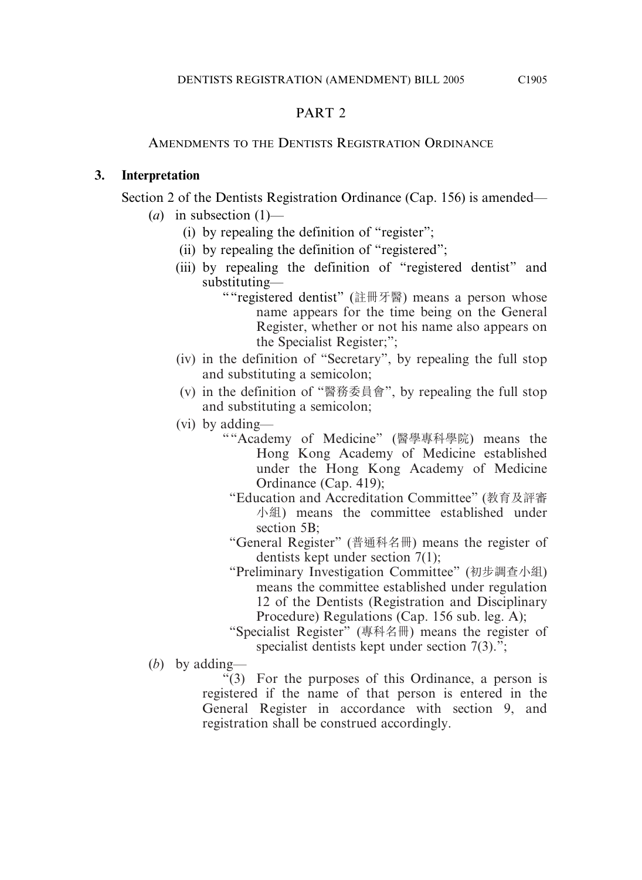## PART 2

### AMENDMENTS TO THE DENTISTS REGISTRATION ORDINANCE

**3. Interpretation**

Section 2 of the Dentists Registration Ordinance (Cap. 156) is amended—

(*a*) in subsection (1)—

(i) by repealing the definition of "register";

(ii) by repealing the definition of "registered";

(iii) by repealing the definition of "registered dentist" and substituting—

""registered dentist" (註冊牙醫) means a person whose name appears for the time being on the General Register, whether or not his name also appears on the Specialist Register;";

(iv) in the definition of "Secretary", by repealing the full stop and substituting a semicolon;

(v) in the definition of "醫務委員會", by repealing the full stop and substituting a semicolon;

(vi) by adding—

""Academy of Medicine" (醫學專科學院) means the Hong Kong Academy of Medicine established under the Hong Kong Academy of Medicine Ordinance (Cap. 419);

"Education and Accreditation Committee" (教育及評審小組) means the committee established under section 5B;

"General Register" (普通科名冊) means the register of dentists kept under section 7(1);

"Preliminary Investigation Committee" (初步調查小組) means the committee established under regulation 12 of the Dentists (Registration and Disciplinary Procedure) Regulations (Cap. 156 sub. leg. A);

"Specialist Register" (專科名冊) means the register of specialist dentists kept under section 7(3).";

(*b*) by adding—

"(3) For the purposes of this Ordinance, a person is registered if the name of that person is entered in the General Register in accordance with section 9, and registration shall be construed accordingly.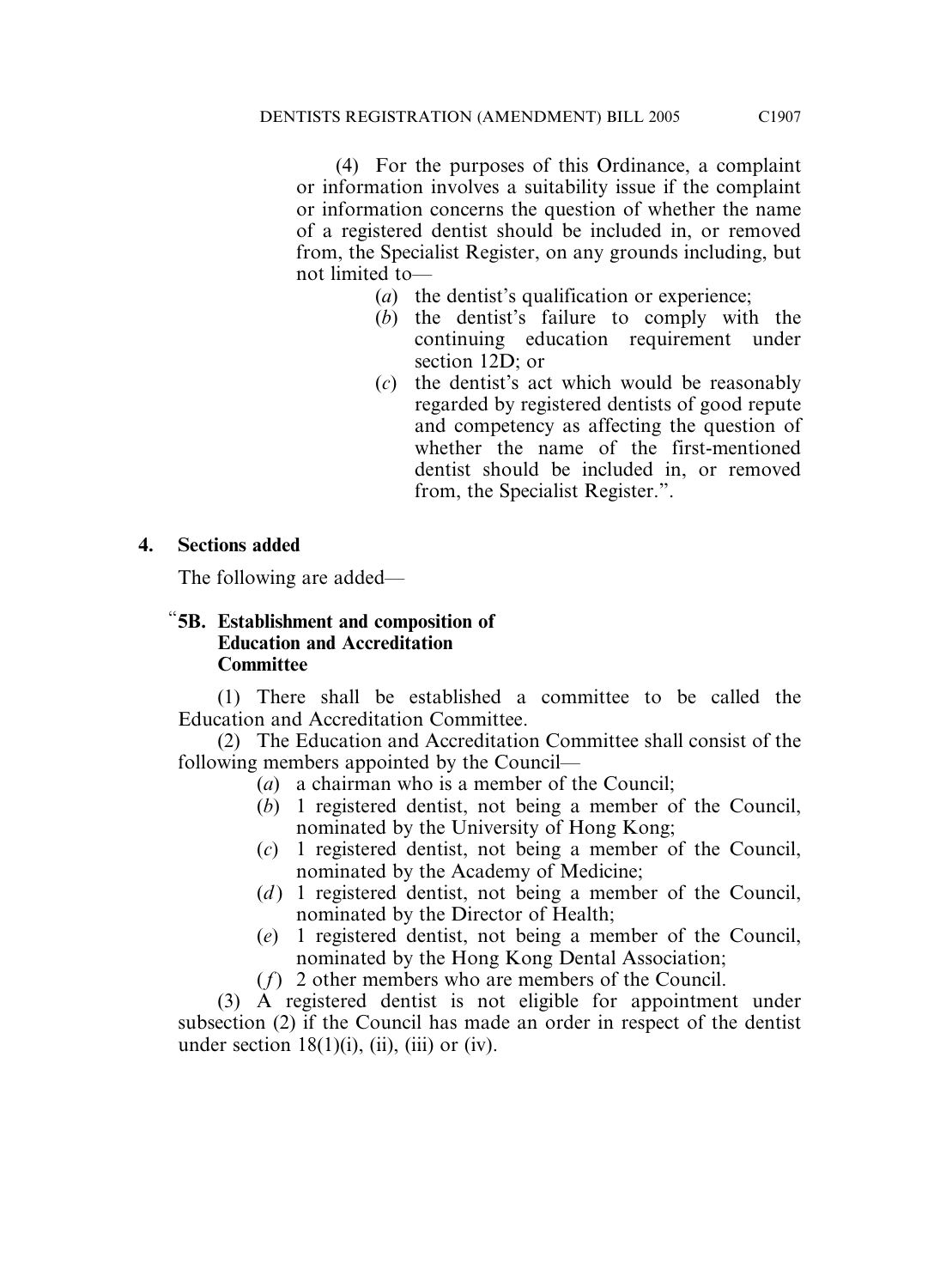(4) For the purposes of this Ordinance, a complaint or information involves a suitability issue if the complaint or information concerns the question of whether the name of a registered dentist should be included in, or removed from, the Specialist Register, on any grounds including, but not limited to—

(*a*) the dentist's qualification or experience;

(*b*) the dentist's failure to comply with the continuing education requirement under section 12D; or

(*c*) the dentist's act which would be reasonably regarded by registered dentists of good repute and competency as affecting the question of whether the name of the first-mentioned dentist should be included in, or removed from, the Specialist Register.".

## 4. Sections added

The following are added—

### "5B. Establishment and composition of Education and Accreditation Committee

(1) There shall be established a committee to be called the Education and Accreditation Committee.

(2) The Education and Accreditation Committee shall consist of the following members appointed by the Council—

(*a*) a chairman who is a member of the Council;

(*b*) 1 registered dentist, not being a member of the Council, nominated by the University of Hong Kong;

(*c*) 1 registered dentist, not being a member of the Council, nominated by the Academy of Medicine;

(*d*) 1 registered dentist, not being a member of the Council, nominated by the Director of Health;

(*e*) 1 registered dentist, not being a member of the Council, nominated by the Hong Kong Dental Association;

(*f*) 2 other members who are members of the Council.

(3) A registered dentist is not eligible for appointment under subsection (2) if the Council has made an order in respect of the dentist under section 18(1)(i), (ii), (iii) or (iv).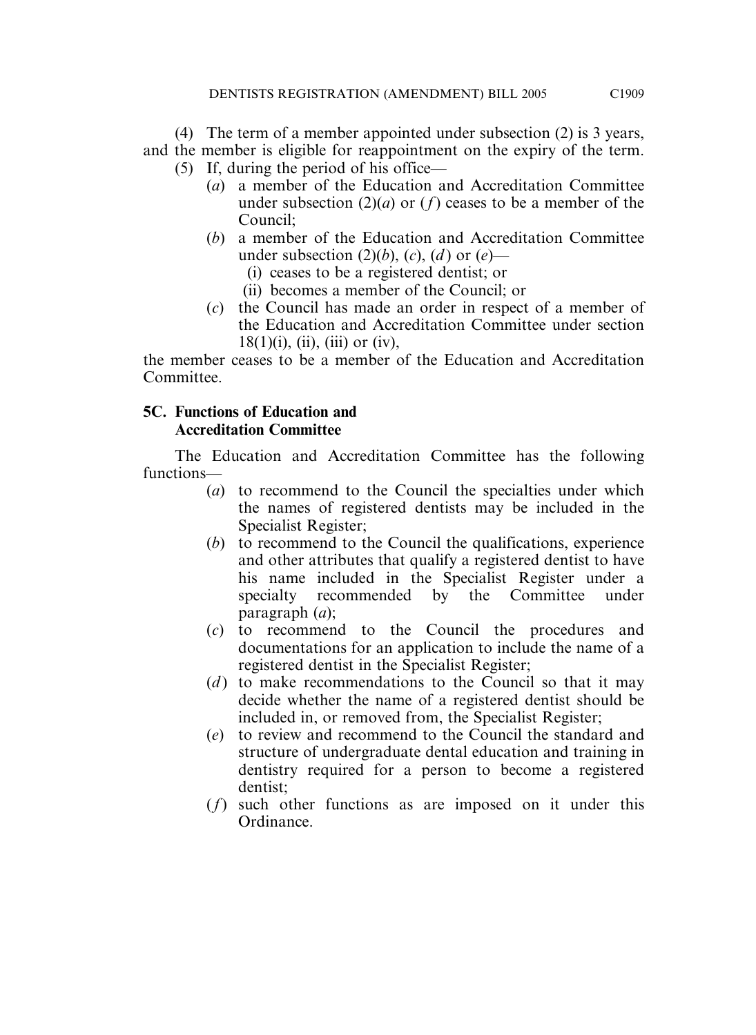(4) The term of a member appointed under subsection (2) is 3 years, and the member is eligible for reappointment on the expiry of the term.

(5) If, during the period of his office—

(*a*) a member of the Education and Accreditation Committee under subsection (2)(*a*) or (*f*) ceases to be a member of the Council;

(*b*) a member of the Education and Accreditation Committee under subsection (2)(*b*), (*c*), (*d*) or (*e*)—

(i) ceases to be a registered dentist; or

(ii) becomes a member of the Council; or

(*c*) the Council has made an order in respect of a member of the Education and Accreditation Committee under section 18(1)(i), (ii), (iii) or (iv),

the member ceases to be a member of the Education and Accreditation Committee.

**5C. Functions of Education and Accreditation Committee**

The Education and Accreditation Committee has the following functions—

(*a*) to recommend to the Council the specialties under which the names of registered dentists may be included in the Specialist Register;

(*b*) to recommend to the Council the qualifications, experience and other attributes that qualify a registered dentist to have his name included in the Specialist Register under a specialty recommended by the Committee under paragraph (*a*);

(*c*) to recommend to the Council the procedures and documentations for an application to include the name of a registered dentist in the Specialist Register;

(*d*) to make recommendations to the Council so that it may decide whether the name of a registered dentist should be included in, or removed from, the Specialist Register;

(*e*) to review and recommend to the Council the standard and structure of undergraduate dental education and training in dentistry required for a person to become a registered dentist;

(*f*) such other functions as are imposed on it under this Ordinance.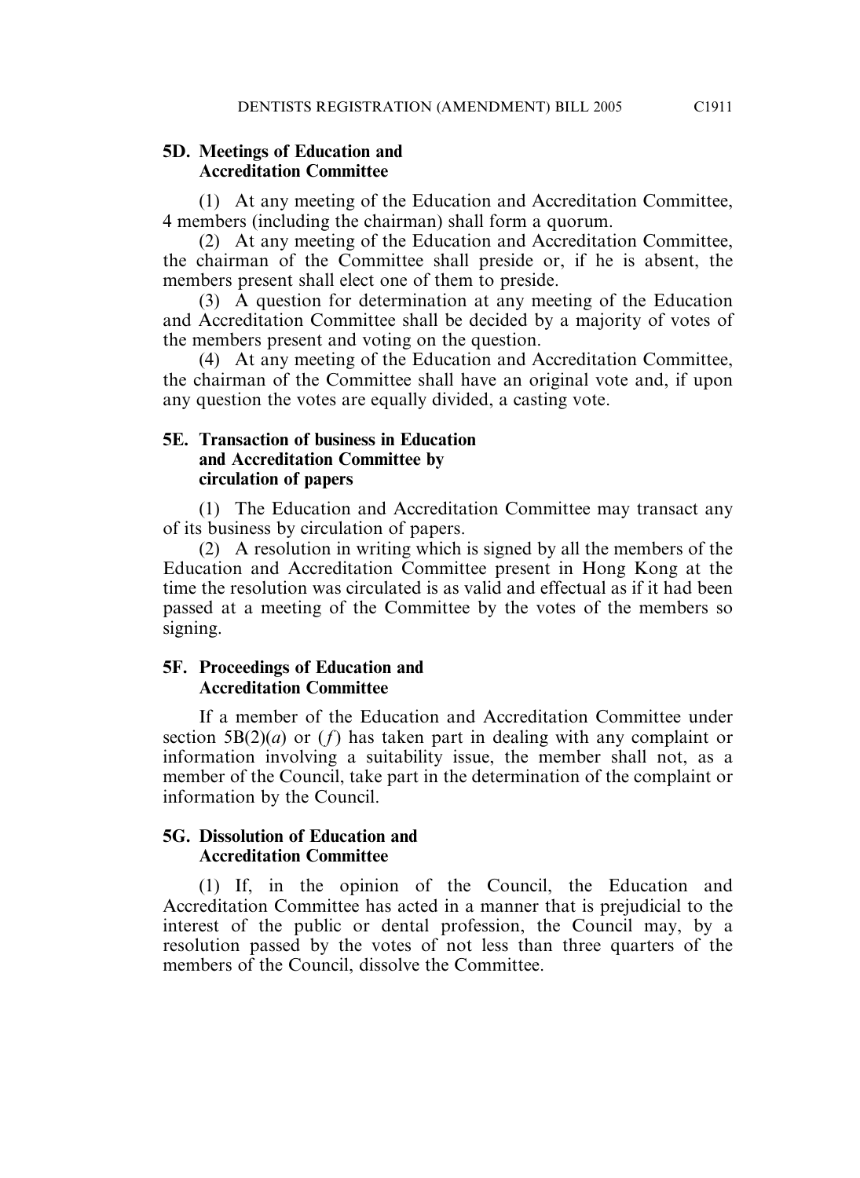**5D. Meetings of Education and Accreditation Committee**

(1) At any meeting of the Education and Accreditation Committee, 4 members (including the chairman) shall form a quorum.

(2) At any meeting of the Education and Accreditation Committee, the chairman of the Committee shall preside or, if he is absent, the members present shall elect one of them to preside.

(3) A question for determination at any meeting of the Education and Accreditation Committee shall be decided by a majority of votes of the members present and voting on the question.

(4) At any meeting of the Education and Accreditation Committee, the chairman of the Committee shall have an original vote and, if upon any question the votes are equally divided, a casting vote.

**5E. Transaction of business in Education and Accreditation Committee by circulation of papers**

(1) The Education and Accreditation Committee may transact any of its business by circulation of papers.

(2) A resolution in writing which is signed by all the members of the Education and Accreditation Committee present in Hong Kong at the time the resolution was circulated is as valid and effectual as if it had been passed at a meeting of the Committee by the votes of the members so signing.

**5F. Proceedings of Education and Accreditation Committee**

If a member of the Education and Accreditation Committee under section 5B(2)(*a*) or (*f*) has taken part in dealing with any complaint or information involving a suitability issue, the member shall not, as a member of the Council, take part in the determination of the complaint or information by the Council.

**5G. Dissolution of Education and Accreditation Committee**

(1) If, in the opinion of the Council, the Education and Accreditation Committee has acted in a manner that is prejudicial to the interest of the public or dental profession, the Council may, by a resolution passed by the votes of not less than three quarters of the members of the Council, dissolve the Committee.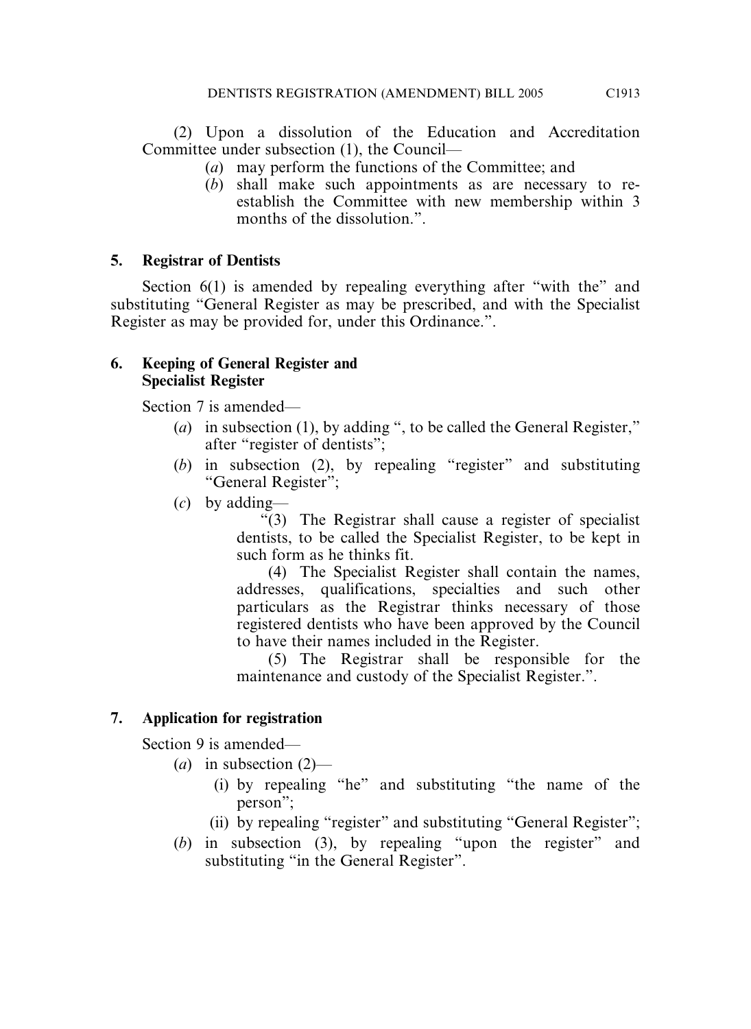(2) Upon a dissolution of the Education and Accreditation Committee under subsection (1), the Council—

- (*a*) may perform the functions of the Committee; and
- (*b*) shall make such appointments as are necessary to re-establish the Committee with new membership within 3 months of the dissolution.".

### 5. Registrar of Dentists

Section 6(1) is amended by repealing everything after "with the" and substituting "General Register as may be prescribed, and with the Specialist Register as may be provided for, under this Ordinance.".

### 6. Keeping of General Register and Specialist Register

Section 7 is amended—

- (*a*) in subsection (1), by adding ", to be called the General Register," after "register of dentists";
- (*b*) in subsection (2), by repealing "register" and substituting "General Register";
- (*c*) by adding—

  "(3) The Registrar shall cause a register of specialist dentists, to be called the Specialist Register, to be kept in such form as he thinks fit.

  (4) The Specialist Register shall contain the names, addresses, qualifications, specialties and such other particulars as the Registrar thinks necessary of those registered dentists who have been approved by the Council to have their names included in the Register.

  (5) The Registrar shall be responsible for the maintenance and custody of the Specialist Register.".

### 7. Application for registration

Section 9 is amended—

- (*a*) in subsection (2)—
  - (i) by repealing "he" and substituting "the name of the person";
  - (ii) by repealing "register" and substituting "General Register";
- (*b*) in subsection (3), by repealing "upon the register" and substituting "in the General Register".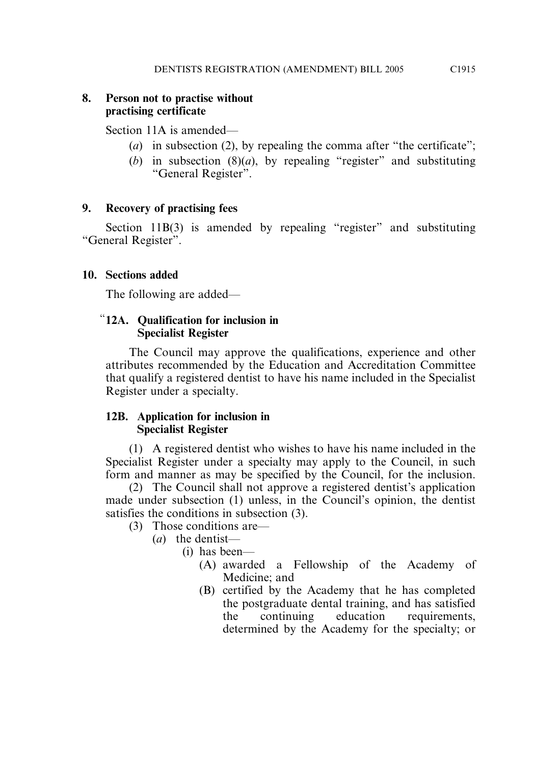**8. Person not to practise without practising certificate**

Section 11A is amended—

(*a*) in subsection (2), by repealing the comma after "the certificate";

(*b*) in subsection (8)(*a*), by repealing "register" and substituting "General Register".

**9. Recovery of practising fees**

Section 11B(3) is amended by repealing "register" and substituting "General Register".

**10. Sections added**

The following are added—

"**12A. Qualification for inclusion in Specialist Register**

The Council may approve the qualifications, experience and other attributes recommended by the Education and Accreditation Committee that qualify a registered dentist to have his name included in the Specialist Register under a specialty.

**12B. Application for inclusion in Specialist Register**

(1) A registered dentist who wishes to have his name included in the Specialist Register under a specialty may apply to the Council, in such form and manner as may be specified by the Council, for the inclusion.

(2) The Council shall not approve a registered dentist's application made under subsection (1) unless, in the Council's opinion, the dentist satisfies the conditions in subsection (3).

(3) Those conditions are—

(*a*) the dentist—

(i) has been—

(A) awarded a Fellowship of the Academy of Medicine; and

(B) certified by the Academy that he has completed the postgraduate dental training, and has satisfied the continuing education requirements, determined by the Academy for the specialty; or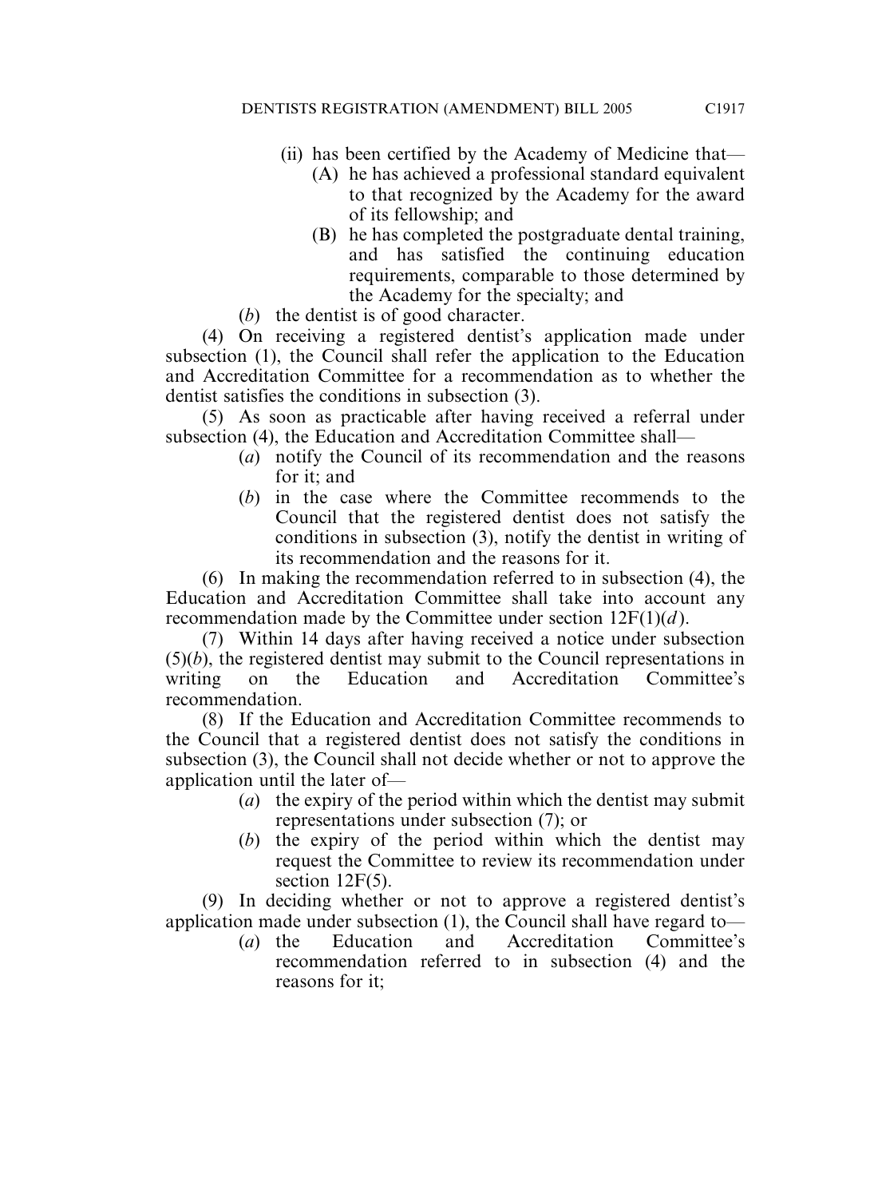(ii) has been certified by the Academy of Medicine that—

(A) he has achieved a professional standard equivalent to that recognized by the Academy for the award of its fellowship; and

(B) he has completed the postgraduate dental training, and has satisfied the continuing education requirements, comparable to those determined by the Academy for the specialty; and

(*b*) the dentist is of good character.

(4) On receiving a registered dentist's application made under subsection (1), the Council shall refer the application to the Education and Accreditation Committee for a recommendation as to whether the dentist satisfies the conditions in subsection (3).

(5) As soon as practicable after having received a referral under subsection (4), the Education and Accreditation Committee shall—

(*a*) notify the Council of its recommendation and the reasons for it; and

(*b*) in the case where the Committee recommends to the Council that the registered dentist does not satisfy the conditions in subsection (3), notify the dentist in writing of its recommendation and the reasons for it.

(6) In making the recommendation referred to in subsection (4), the Education and Accreditation Committee shall take into account any recommendation made by the Committee under section 12F(1)(*d*).

(7) Within 14 days after having received a notice under subsection (5)(*b*), the registered dentist may submit to the Council representations in writing on the Education and Accreditation Committee's recommendation.

(8) If the Education and Accreditation Committee recommends to the Council that a registered dentist does not satisfy the conditions in subsection (3), the Council shall not decide whether or not to approve the application until the later of—

(*a*) the expiry of the period within which the dentist may submit representations under subsection (7); or

(*b*) the expiry of the period within which the dentist may request the Committee to review its recommendation under section 12F(5).

(9) In deciding whether or not to approve a registered dentist's application made under subsection (1), the Council shall have regard to—

(*a*) the Education and Accreditation Committee's recommendation referred to in subsection (4) and the reasons for it;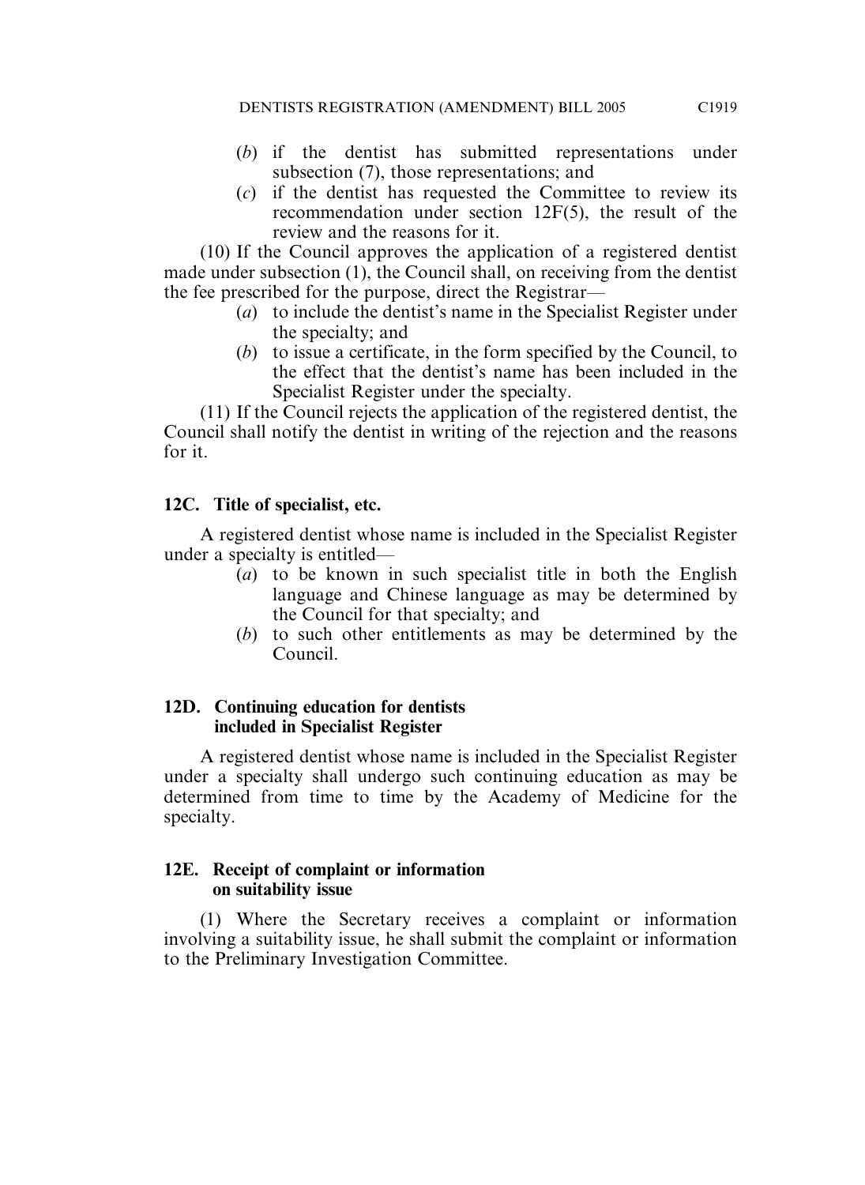(*b*) if the dentist has submitted representations under subsection (7), those representations; and

(*c*) if the dentist has requested the Committee to review its recommendation under section 12F(5), the result of the review and the reasons for it.

(10) If the Council approves the application of a registered dentist made under subsection (1), the Council shall, on receiving from the dentist the fee prescribed for the purpose, direct the Registrar—

(*a*) to include the dentist's name in the Specialist Register under the specialty; and

(*b*) to issue a certificate, in the form specified by the Council, to the effect that the dentist's name has been included in the Specialist Register under the specialty.

(11) If the Council rejects the application of the registered dentist, the Council shall notify the dentist in writing of the rejection and the reasons for it.

**12C. Title of specialist, etc.**

A registered dentist whose name is included in the Specialist Register under a specialty is entitled—

(*a*) to be known in such specialist title in both the English language and Chinese language as may be determined by the Council for that specialty; and

(*b*) to such other entitlements as may be determined by the Council.

**12D. Continuing education for dentists included in Specialist Register**

A registered dentist whose name is included in the Specialist Register under a specialty shall undergo such continuing education as may be determined from time to time by the Academy of Medicine for the specialty.

**12E. Receipt of complaint or information on suitability issue**

(1) Where the Secretary receives a complaint or information involving a suitability issue, he shall submit the complaint or information to the Preliminary Investigation Committee.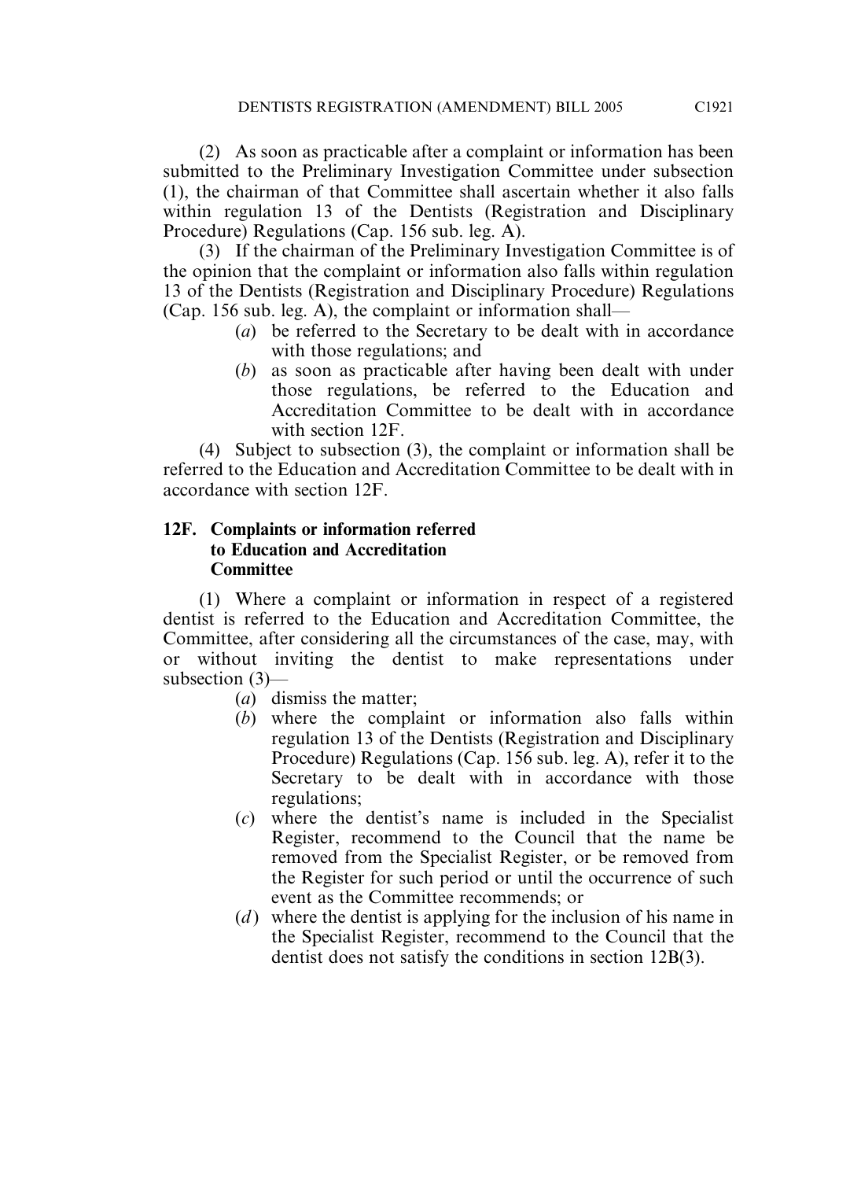(2) As soon as practicable after a complaint or information has been submitted to the Preliminary Investigation Committee under subsection (1), the chairman of that Committee shall ascertain whether it also falls within regulation 13 of the Dentists (Registration and Disciplinary Procedure) Regulations (Cap. 156 sub. leg. A).

(3) If the chairman of the Preliminary Investigation Committee is of the opinion that the complaint or information also falls within regulation 13 of the Dentists (Registration and Disciplinary Procedure) Regulations (Cap. 156 sub. leg. A), the complaint or information shall—

- (*a*) be referred to the Secretary to be dealt with in accordance with those regulations; and
- (*b*) as soon as practicable after having been dealt with under those regulations, be referred to the Education and Accreditation Committee to be dealt with in accordance with section 12F.

(4) Subject to subsection (3), the complaint or information shall be referred to the Education and Accreditation Committee to be dealt with in accordance with section 12F.

**12F. Complaints or information referred to Education and Accreditation Committee**

(1) Where a complaint or information in respect of a registered dentist is referred to the Education and Accreditation Committee, the Committee, after considering all the circumstances of the case, may, with or without inviting the dentist to make representations under subsection (3)—

- (*a*) dismiss the matter;
- (*b*) where the complaint or information also falls within regulation 13 of the Dentists (Registration and Disciplinary Procedure) Regulations (Cap. 156 sub. leg. A), refer it to the Secretary to be dealt with in accordance with those regulations;
- (*c*) where the dentist's name is included in the Specialist Register, recommend to the Council that the name be removed from the Specialist Register, or be removed from the Register for such period or until the occurrence of such event as the Committee recommends; or
- (*d*) where the dentist is applying for the inclusion of his name in the Specialist Register, recommend to the Council that the dentist does not satisfy the conditions in section 12B(3).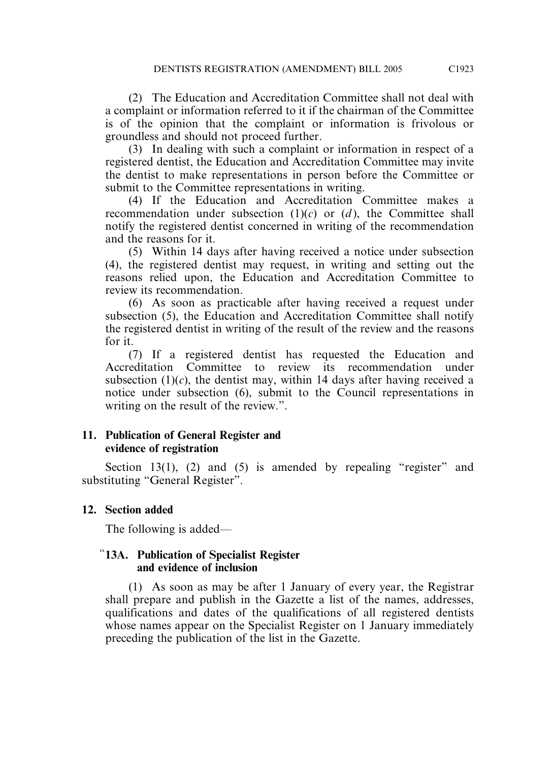(2) The Education and Accreditation Committee shall not deal with a complaint or information referred to it if the chairman of the Committee is of the opinion that the complaint or information is frivolous or groundless and should not proceed further.

(3) In dealing with such a complaint or information in respect of a registered dentist, the Education and Accreditation Committee may invite the dentist to make representations in person before the Committee or submit to the Committee representations in writing.

(4) If the Education and Accreditation Committee makes a recommendation under subsection (1)(*c*) or (*d*), the Committee shall notify the registered dentist concerned in writing of the recommendation and the reasons for it.

(5) Within 14 days after having received a notice under subsection (4), the registered dentist may request, in writing and setting out the reasons relied upon, the Education and Accreditation Committee to review its recommendation.

(6) As soon as practicable after having received a request under subsection (5), the Education and Accreditation Committee shall notify the registered dentist in writing of the result of the review and the reasons for it.

(7) If a registered dentist has requested the Education and Accreditation Committee to review its recommendation under subsection (1)(*c*), the dentist may, within 14 days after having received a notice under subsection (6), submit to the Council representations in writing on the result of the review.".

### 11. Publication of General Register and evidence of registration

Section 13(1), (2) and (5) is amended by repealing "register" and substituting "General Register".

### 12. Section added

The following is added—

**"13A. Publication of Specialist Register and evidence of inclusion**

(1) As soon as may be after 1 January of every year, the Registrar shall prepare and publish in the Gazette a list of the names, addresses, qualifications and dates of the qualifications of all registered dentists whose names appear on the Specialist Register on 1 January immediately preceding the publication of the list in the Gazette.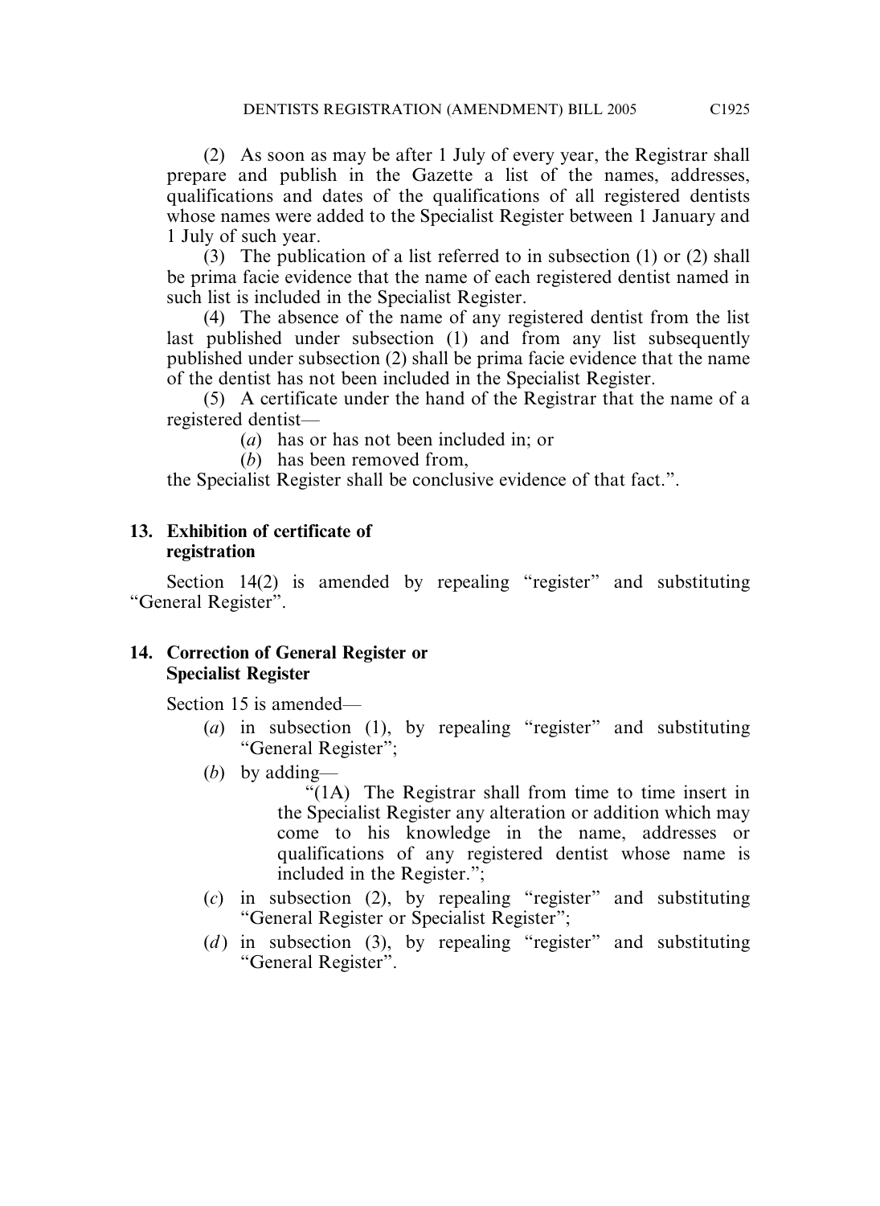(2) As soon as may be after 1 July of every year, the Registrar shall prepare and publish in the Gazette a list of the names, addresses, qualifications and dates of the qualifications of all registered dentists whose names were added to the Specialist Register between 1 January and 1 July of such year.

(3) The publication of a list referred to in subsection (1) or (2) shall be prima facie evidence that the name of each registered dentist named in such list is included in the Specialist Register.

(4) The absence of the name of any registered dentist from the list last published under subsection (1) and from any list subsequently published under subsection (2) shall be prima facie evidence that the name of the dentist has not been included in the Specialist Register.

(5) A certificate under the hand of the Registrar that the name of a registered dentist—

(*a*) has or has not been included in; or

(*b*) has been removed from,

the Specialist Register shall be conclusive evidence of that fact.".

**13. Exhibition of certificate of registration**

Section 14(2) is amended by repealing "register" and substituting "General Register".

**14. Correction of General Register or Specialist Register**

Section 15 is amended—

(*a*) in subsection (1), by repealing "register" and substituting "General Register";

(*b*) by adding—

"(1A) The Registrar shall from time to time insert in the Specialist Register any alteration or addition which may come to his knowledge in the name, addresses or qualifications of any registered dentist whose name is included in the Register.";

(*c*) in subsection (2), by repealing "register" and substituting "General Register or Specialist Register";

(*d*) in subsection (3), by repealing "register" and substituting "General Register".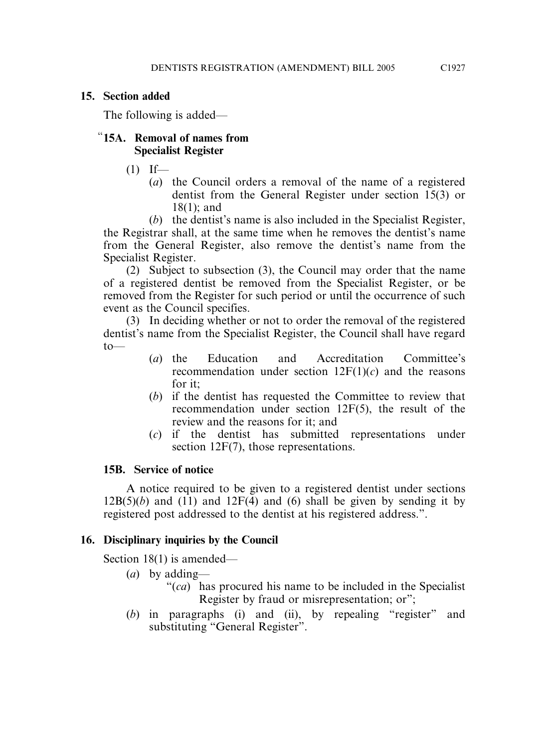## 15. Section added

The following is added—

### "15A. Removal of names from Specialist Register

(1) If—

(*a*) the Council orders a removal of the name of a registered dentist from the General Register under section 15(3) or 18(1); and

(*b*) the dentist's name is also included in the Specialist Register,

the Registrar shall, at the same time when he removes the dentist's name from the General Register, also remove the dentist's name from the Specialist Register.

(2) Subject to subsection (3), the Council may order that the name of a registered dentist be removed from the Specialist Register, or be removed from the Register for such period or until the occurrence of such event as the Council specifies.

(3) In deciding whether or not to order the removal of the registered dentist's name from the Specialist Register, the Council shall have regard to—

(*a*) the Education and Accreditation Committee's recommendation under section 12F(1)(*c*) and the reasons for it;

(*b*) if the dentist has requested the Committee to review that recommendation under section 12F(5), the result of the review and the reasons for it; and

(*c*) if the dentist has submitted representations under section 12F(7), those representations.

### 15B. Service of notice

A notice required to be given to a registered dentist under sections 12B(5)(*b*) and (11) and 12F(4) and (6) shall be given by sending it by registered post addressed to the dentist at his registered address.".

## 16. Disciplinary inquiries by the Council

Section 18(1) is amended—

(*a*) by adding—

"(*ca*) has procured his name to be included in the Specialist Register by fraud or misrepresentation; or";

(*b*) in paragraphs (i) and (ii), by repealing "register" and substituting "General Register".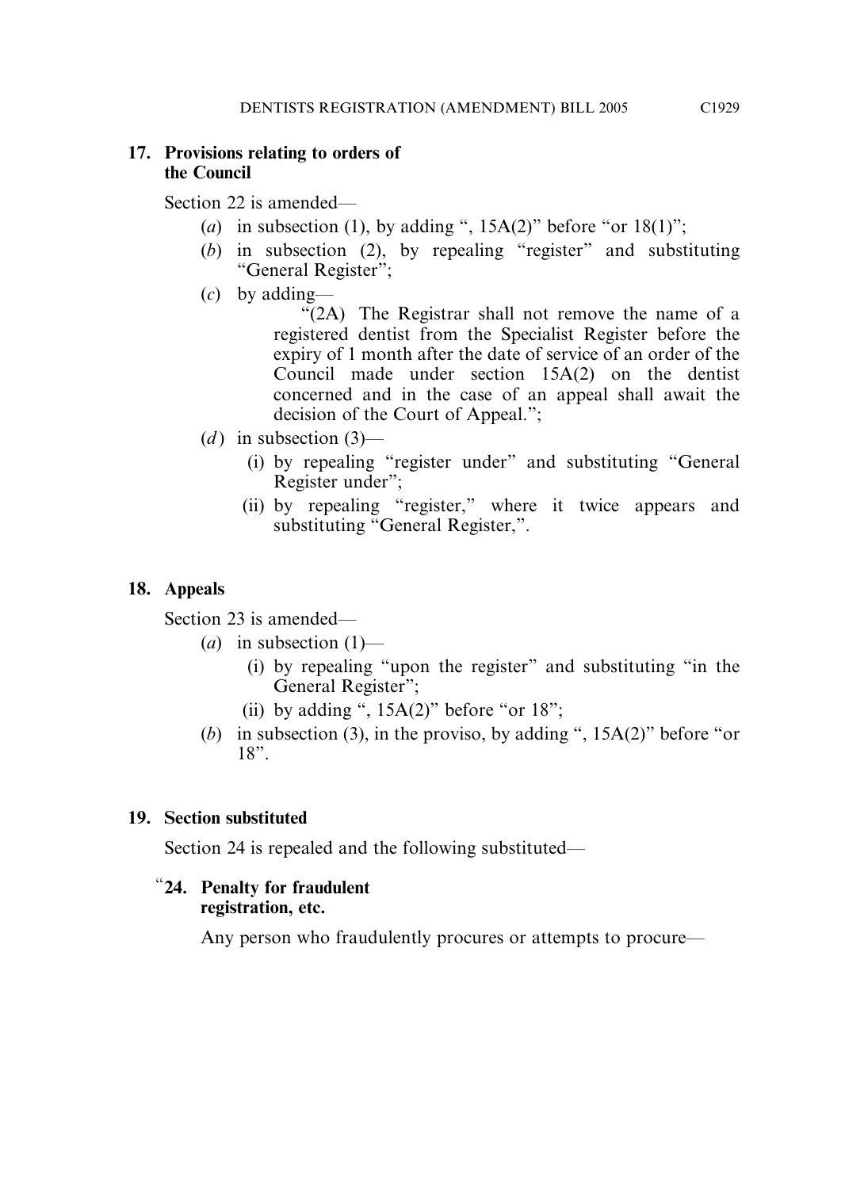**17. Provisions relating to orders of the Council**

Section 22 is amended—

(*a*) in subsection (1), by adding ", 15A(2)" before "or 18(1)";

(*b*) in subsection (2), by repealing "register" and substituting "General Register";

(*c*) by adding—

"(2A) The Registrar shall not remove the name of a registered dentist from the Specialist Register before the expiry of 1 month after the date of service of an order of the Council made under section 15A(2) on the dentist concerned and in the case of an appeal shall await the decision of the Court of Appeal.";

(*d*) in subsection (3)—

(i) by repealing "register under" and substituting "General Register under";

(ii) by repealing "register," where it twice appears and substituting "General Register,".

**18. Appeals**

Section 23 is amended—

(*a*) in subsection (1)—

(i) by repealing "upon the register" and substituting "in the General Register";

(ii) by adding ", 15A(2)" before "or 18";

(*b*) in subsection (3), in the proviso, by adding ", 15A(2)" before "or 18".

**19. Section substituted**

Section 24 is repealed and the following substituted—

"**24. Penalty for fraudulent registration, etc.**

Any person who fraudulently procures or attempts to procure—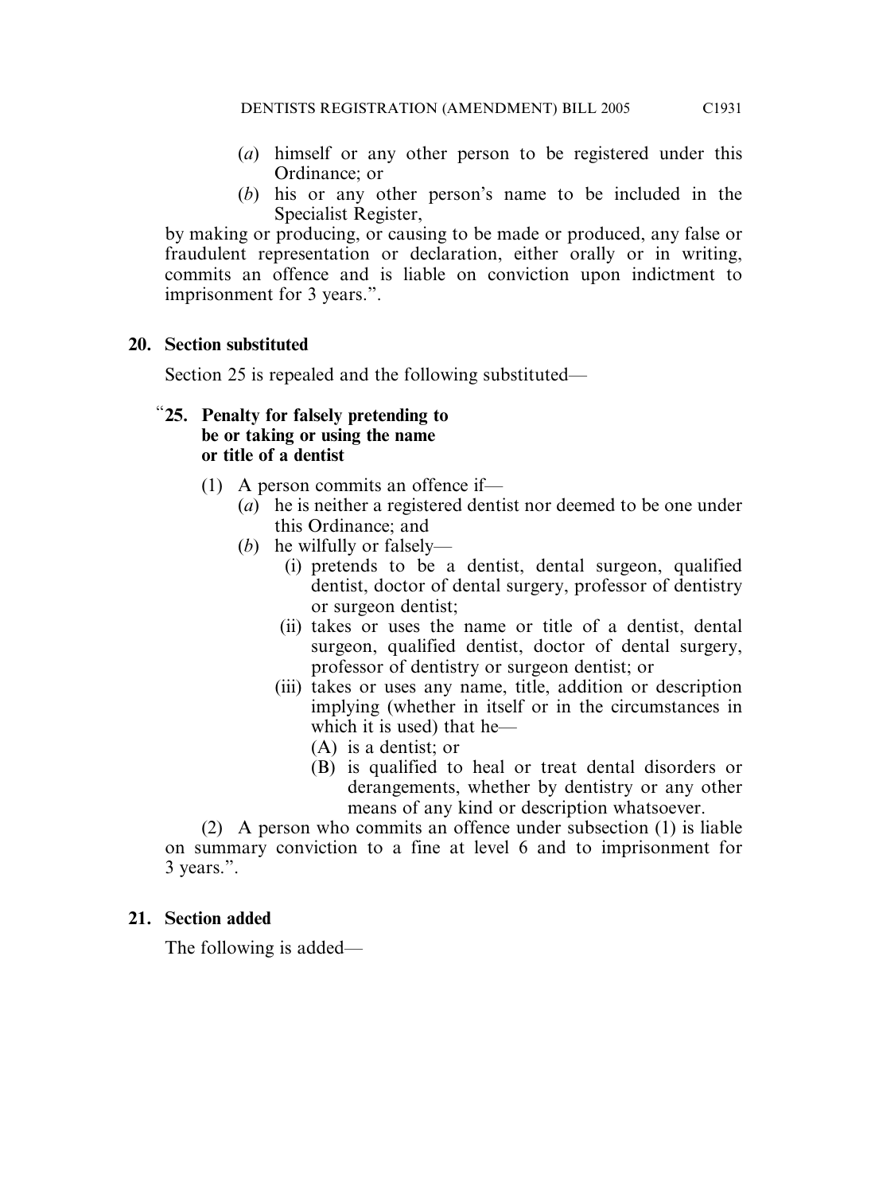(*a*) himself or any other person to be registered under this Ordinance; or

(*b*) his or any other person's name to be included in the Specialist Register,

by making or producing, or causing to be made or produced, any false or fraudulent representation or declaration, either orally or in writing, commits an offence and is liable on conviction upon indictment to imprisonment for 3 years.".

**20. Section substituted**

Section 25 is repealed and the following substituted—

"**25. Penalty for falsely pretending to be or taking or using the name or title of a dentist**

(1) A person commits an offence if—

(*a*) he is neither a registered dentist nor deemed to be one under this Ordinance; and

(*b*) he wilfully or falsely—

(i) pretends to be a dentist, dental surgeon, qualified dentist, doctor of dental surgery, professor of dentistry or surgeon dentist;

(ii) takes or uses the name or title of a dentist, dental surgeon, qualified dentist, doctor of dental surgery, professor of dentistry or surgeon dentist; or

(iii) takes or uses any name, title, addition or description implying (whether in itself or in the circumstances in which it is used) that he—

(A) is a dentist; or

(B) is qualified to heal or treat dental disorders or derangements, whether by dentistry or any other means of any kind or description whatsoever.

(2) A person who commits an offence under subsection (1) is liable on summary conviction to a fine at level 6 and to imprisonment for 3 years.".

**21. Section added**

The following is added—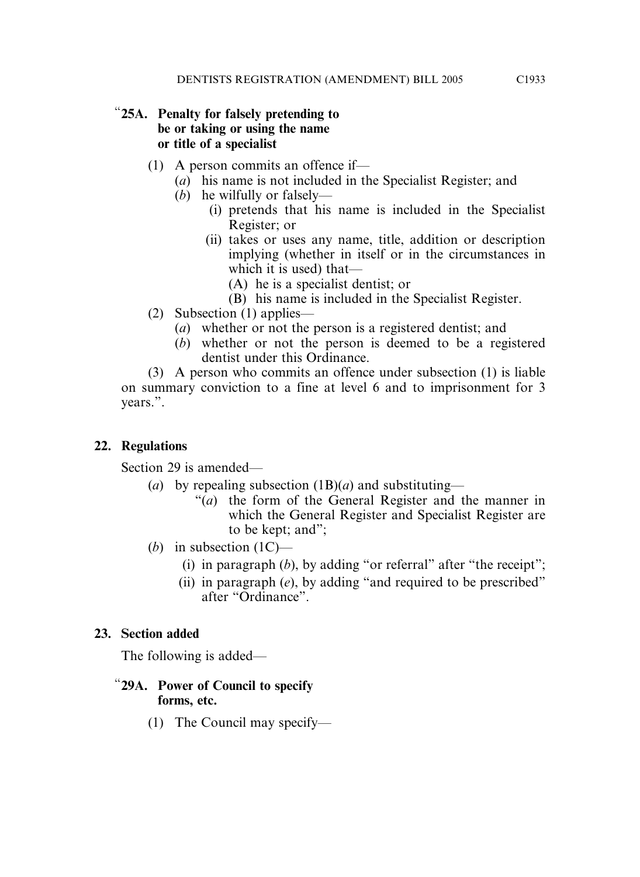"**25A. Penalty for falsely pretending to be or taking or using the name or title of a specialist**

(1) A person commits an offence if—

(*a*) his name is not included in the Specialist Register; and

(*b*) he wilfully or falsely—

(i) pretends that his name is included in the Specialist Register; or

(ii) takes or uses any name, title, addition or description implying (whether in itself or in the circumstances in which it is used) that—

(A) he is a specialist dentist; or

(B) his name is included in the Specialist Register.

(2) Subsection (1) applies—

(*a*) whether or not the person is a registered dentist; and

(*b*) whether or not the person is deemed to be a registered dentist under this Ordinance.

(3) A person who commits an offence under subsection (1) is liable on summary conviction to a fine at level 6 and to imprisonment for 3 years.".

**22. Regulations**

Section 29 is amended—

(*a*) by repealing subsection (1B)(*a*) and substituting—

"(*a*) the form of the General Register and the manner in which the General Register and Specialist Register are to be kept; and";

(*b*) in subsection (1C)—

(i) in paragraph (*b*), by adding "or referral" after "the receipt";

(ii) in paragraph (*e*), by adding "and required to be prescribed" after "Ordinance".

**23. Section added**

The following is added—

"**29A. Power of Council to specify forms, etc.**

(1) The Council may specify—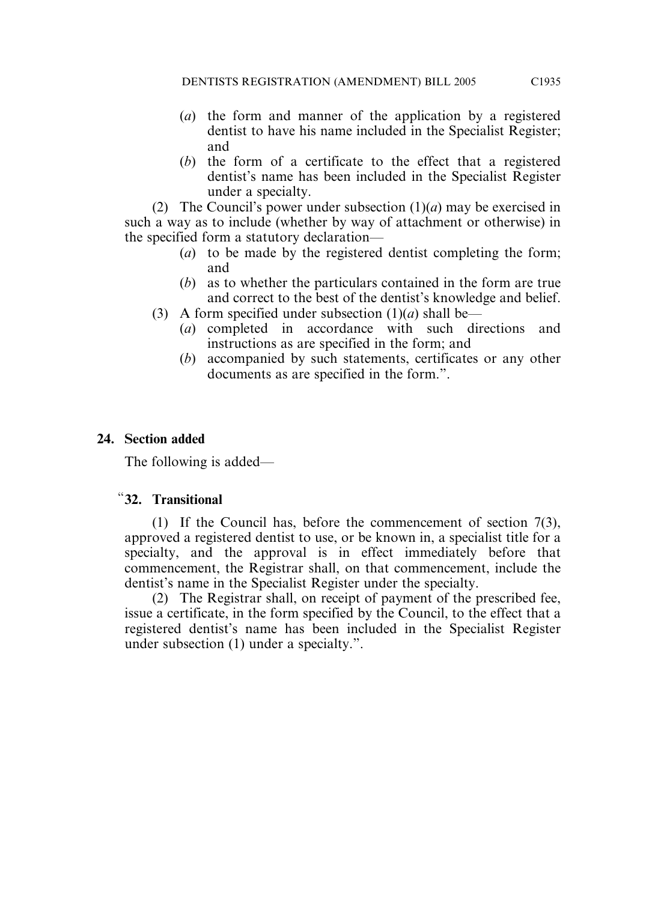(*a*) the form and manner of the application by a registered dentist to have his name included in the Specialist Register; and

(*b*) the form of a certificate to the effect that a registered dentist's name has been included in the Specialist Register under a specialty.

(2) The Council's power under subsection (1)(*a*) may be exercised in such a way as to include (whether by way of attachment or otherwise) in the specified form a statutory declaration—

(*a*) to be made by the registered dentist completing the form; and

(*b*) as to whether the particulars contained in the form are true and correct to the best of the dentist's knowledge and belief.

(3) A form specified under subsection (1)(*a*) shall be—

(*a*) completed in accordance with such directions and instructions as are specified in the form; and

(*b*) accompanied by such statements, certificates or any other documents as are specified in the form.".

**24. Section added**

The following is added—

"**32. Transitional**

(1) If the Council has, before the commencement of section 7(3), approved a registered dentist to use, or be known in, a specialist title for a specialty, and the approval is in effect immediately before that commencement, the Registrar shall, on that commencement, include the dentist's name in the Specialist Register under the specialty.

(2) The Registrar shall, on receipt of payment of the prescribed fee, issue a certificate, in the form specified by the Council, to the effect that a registered dentist's name has been included in the Specialist Register under subsection (1) under a specialty.".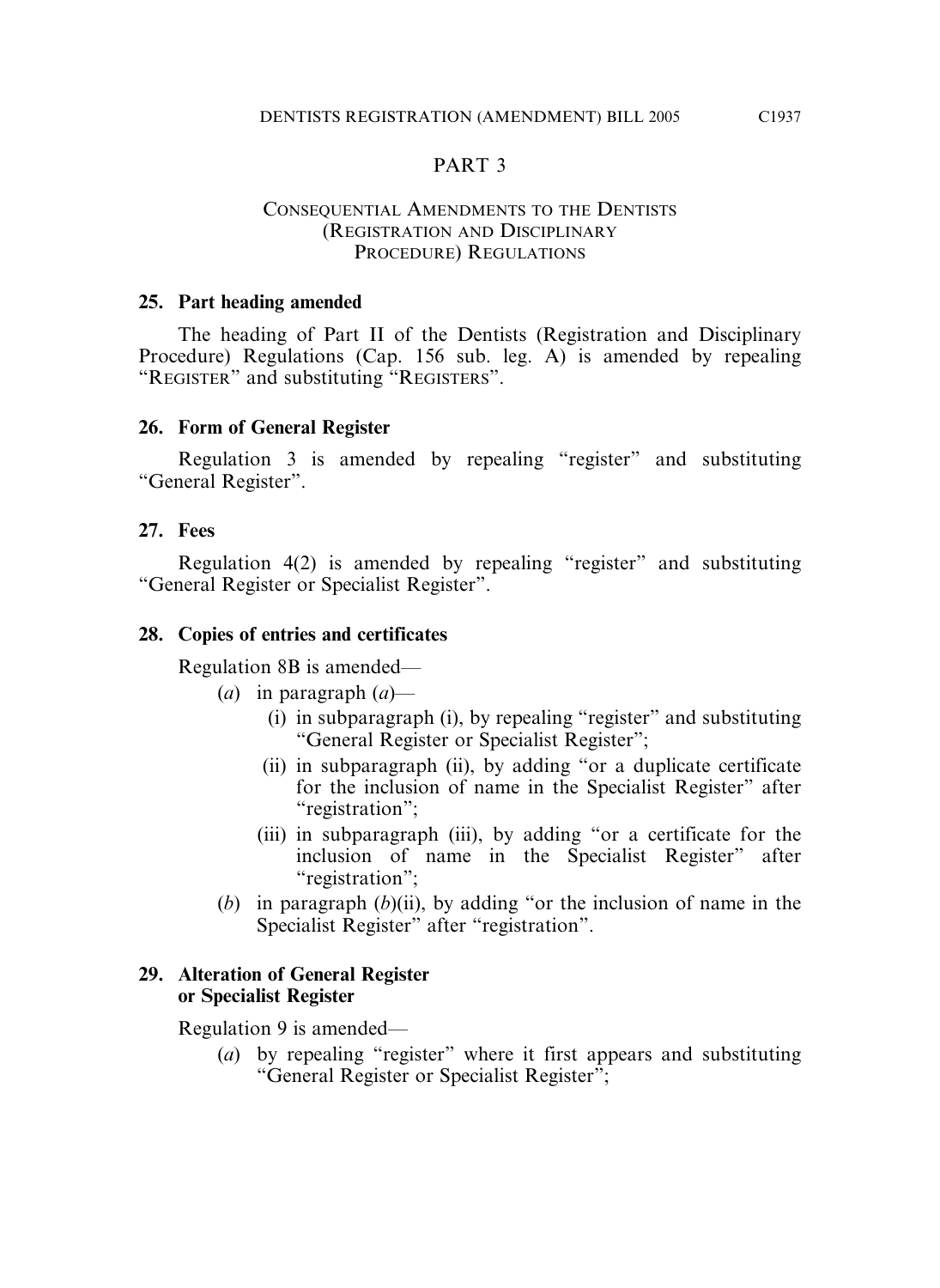## PART 3

### CONSEQUENTIAL AMENDMENTS TO THE DENTISTS (REGISTRATION AND DISCIPLINARY PROCEDURE) REGULATIONS

**25. Part heading amended**

The heading of Part II of the Dentists (Registration and Disciplinary Procedure) Regulations (Cap. 156 sub. leg. A) is amended by repealing "REGISTER" and substituting "REGISTERS".

**26. Form of General Register**

Regulation 3 is amended by repealing "register" and substituting "General Register".

**27. Fees**

Regulation 4(2) is amended by repealing "register" and substituting "General Register or Specialist Register".

**28. Copies of entries and certificates**

Regulation 8B is amended—

- (*a*) in paragraph (*a*)—
  - (i) in subparagraph (i), by repealing "register" and substituting "General Register or Specialist Register";
  - (ii) in subparagraph (ii), by adding "or a duplicate certificate for the inclusion of name in the Specialist Register" after "registration";
  - (iii) in subparagraph (iii), by adding "or a certificate for the inclusion of name in the Specialist Register" after "registration";
- (*b*) in paragraph (*b*)(ii), by adding "or the inclusion of name in the Specialist Register" after "registration".

**29. Alteration of General Register or Specialist Register**

Regulation 9 is amended—

- (*a*) by repealing "register" where it first appears and substituting "General Register or Specialist Register";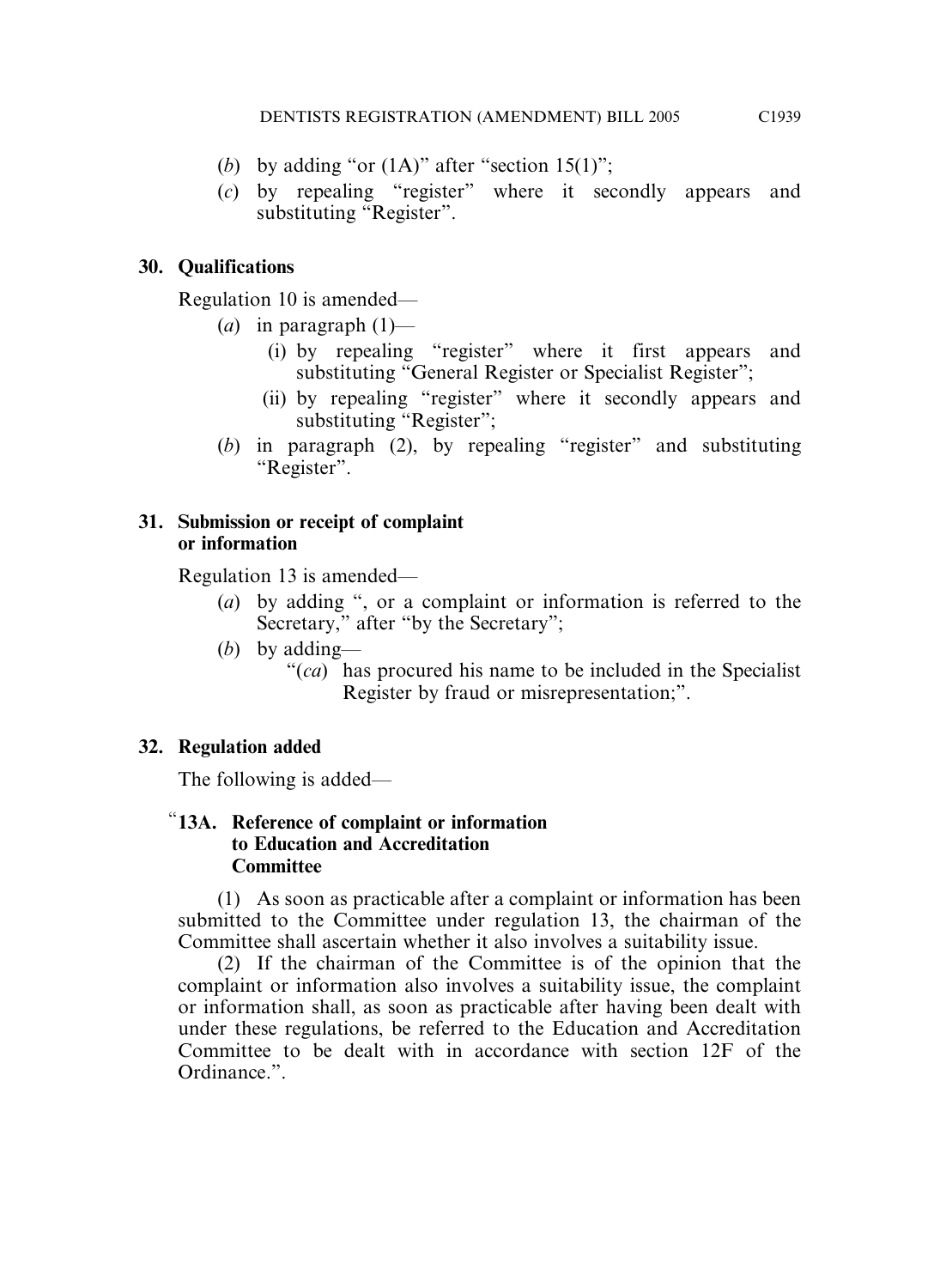(*b*) by adding "or (1A)" after "section 15(1)";

(*c*) by repealing "register" where it secondly appears and substituting "Register".

**30. Qualifications**

Regulation 10 is amended—

(*a*) in paragraph (1)—

(i) by repealing "register" where it first appears and substituting "General Register or Specialist Register";

(ii) by repealing "register" where it secondly appears and substituting "Register";

(*b*) in paragraph (2), by repealing "register" and substituting "Register".

**31. Submission or receipt of complaint or information**

Regulation 13 is amended—

(*a*) by adding ", or a complaint or information is referred to the Secretary," after "by the Secretary";

(*b*) by adding—

"(*ca*) has procured his name to be included in the Specialist Register by fraud or misrepresentation;".

**32. Regulation added**

The following is added—

"**13A. Reference of complaint or information to Education and Accreditation Committee**

(1) As soon as practicable after a complaint or information has been submitted to the Committee under regulation 13, the chairman of the Committee shall ascertain whether it also involves a suitability issue.

(2) If the chairman of the Committee is of the opinion that the complaint or information also involves a suitability issue, the complaint or information shall, as soon as practicable after having been dealt with under these regulations, be referred to the Education and Accreditation Committee to be dealt with in accordance with section 12F of the Ordinance.".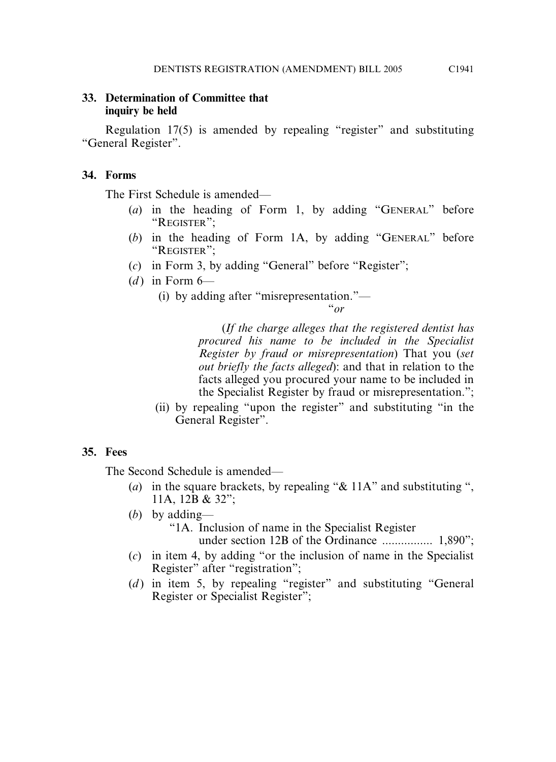**33. Determination of Committee that inquiry be held**

Regulation 17(5) is amended by repealing "register" and substituting "General Register".

**34. Forms**

The First Schedule is amended—

(*a*) in the heading of Form 1, by adding "GENERAL" before "REGISTER";

(*b*) in the heading of Form 1A, by adding "GENERAL" before "REGISTER";

(*c*) in Form 3, by adding "General" before "Register";

(*d*) in Form 6—

(i) by adding after "misrepresentation."—

"*or*

(*If the charge alleges that the registered dentist has procured his name to be included in the Specialist Register by fraud or misrepresentation*) That you (*set out briefly the facts alleged*): and that in relation to the facts alleged you procured your name to be included in the Specialist Register by fraud or misrepresentation.";

(ii) by repealing "upon the register" and substituting "in the General Register".

**35. Fees**

The Second Schedule is amended—

(*a*) in the square brackets, by repealing "& 11A" and substituting ", 11A, 12B & 32";

(*b*) by adding—

"1A. Inclusion of name in the Specialist Register under section 12B of the Ordinance ................ 1,890";

(*c*) in item 4, by adding "or the inclusion of name in the Specialist Register" after "registration";

(*d*) in item 5, by repealing "register" and substituting "General Register or Specialist Register";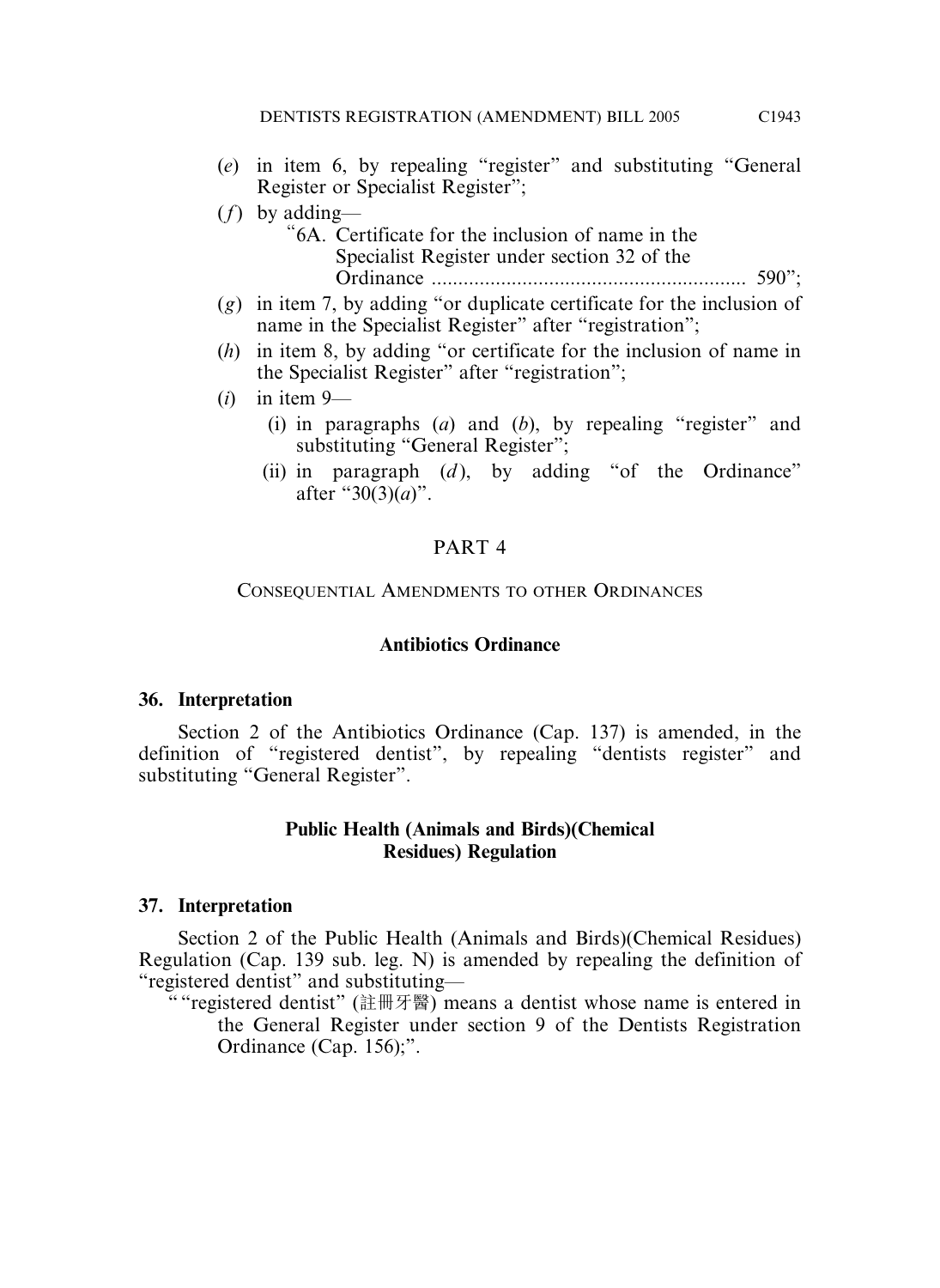(*e*) in item 6, by repealing "register" and substituting "General Register or Specialist Register";

(*f*) by adding—

"6A. Certificate for the inclusion of name in the Specialist Register under section 32 of the Ordinance ........................................................... 590";

(*g*) in item 7, by adding "or duplicate certificate for the inclusion of name in the Specialist Register" after "registration";

(*h*) in item 8, by adding "or certificate for the inclusion of name in the Specialist Register" after "registration";

(*i*) in item 9—

(i) in paragraphs (*a*) and (*b*), by repealing "register" and substituting "General Register";

(ii) in paragraph (*d*), by adding "of the Ordinance" after "30(3)(*a*)".

## PART 4

### CONSEQUENTIAL AMENDMENTS TO OTHER ORDINANCES

**Antibiotics Ordinance**

**36. Interpretation**

Section 2 of the Antibiotics Ordinance (Cap. 137) is amended, in the definition of "registered dentist", by repealing "dentists register" and substituting "General Register".

**Public Health (Animals and Birds)(Chemical Residues) Regulation**

**37. Interpretation**

Section 2 of the Public Health (Animals and Birds)(Chemical Residues) Regulation (Cap. 139 sub. leg. N) is amended by repealing the definition of "registered dentist" and substituting—

""registered dentist" (註冊牙醫) means a dentist whose name is entered in the General Register under section 9 of the Dentists Registration Ordinance (Cap. 156);".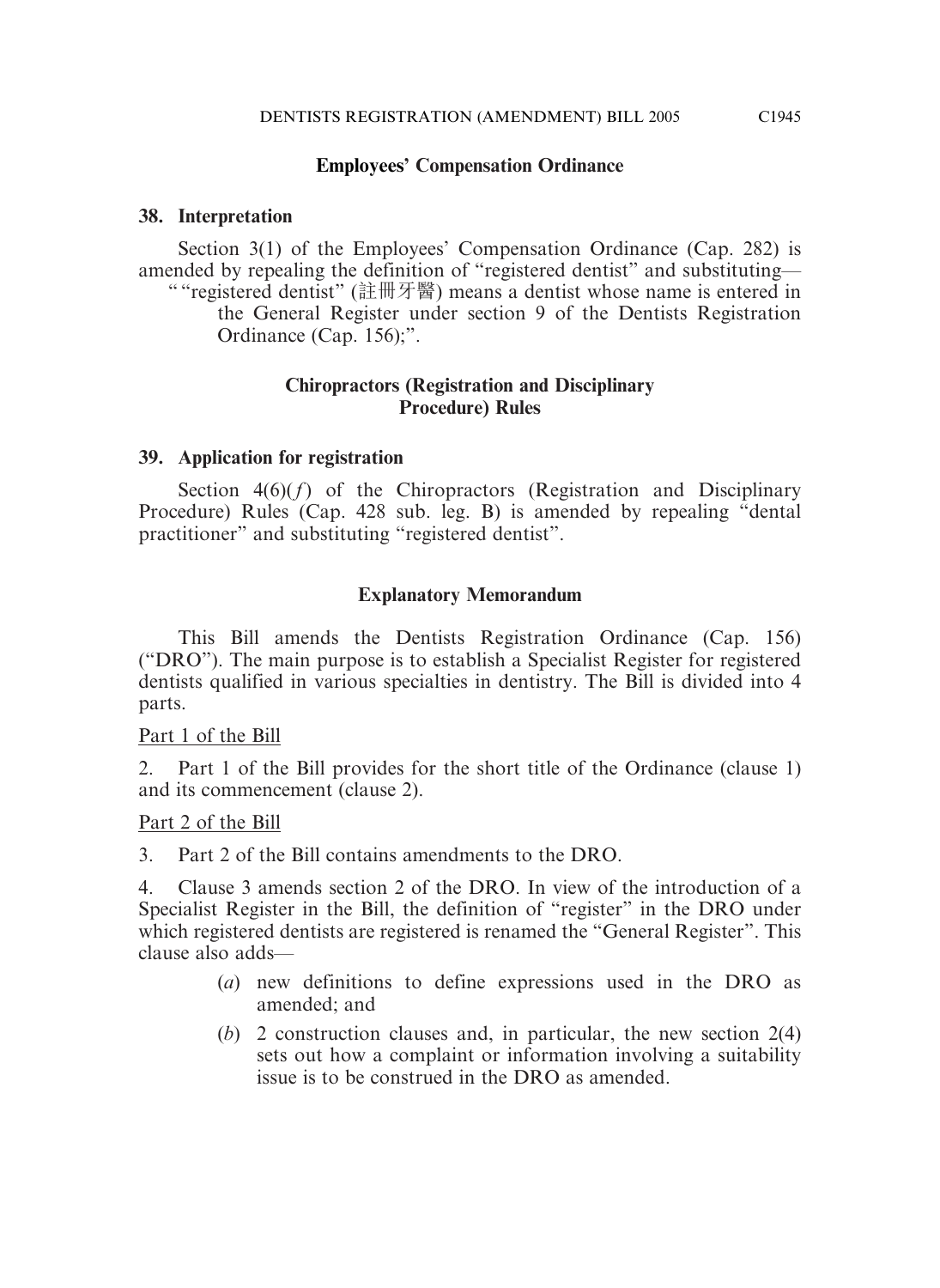**Employees' Compensation Ordinance**

**38. Interpretation**

Section 3(1) of the Employees' Compensation Ordinance (Cap. 282) is amended by repealing the definition of "registered dentist" and substituting—

""registered dentist" (註冊牙醫) means a dentist whose name is entered in the General Register under section 9 of the Dentists Registration Ordinance (Cap. 156);".

**Chiropractors (Registration and Disciplinary Procedure) Rules**

**39. Application for registration**

Section 4(6)(*f*) of the Chiropractors (Registration and Disciplinary Procedure) Rules (Cap. 428 sub. leg. B) is amended by repealing "dental practitioner" and substituting "registered dentist".

**Explanatory Memorandum**

This Bill amends the Dentists Registration Ordinance (Cap. 156) ("DRO"). The main purpose is to establish a Specialist Register for registered dentists qualified in various specialties in dentistry. The Bill is divided into 4 parts.

Part 1 of the Bill

2. Part 1 of the Bill provides for the short title of the Ordinance (clause 1) and its commencement (clause 2).

Part 2 of the Bill

3. Part 2 of the Bill contains amendments to the DRO.

4. Clause 3 amends section 2 of the DRO. In view of the introduction of a Specialist Register in the Bill, the definition of "register" in the DRO under which registered dentists are registered is renamed the "General Register". This clause also adds—

(*a*) new definitions to define expressions used in the DRO as amended; and

(*b*) 2 construction clauses and, in particular, the new section 2(4) sets out how a complaint or information involving a suitability issue is to be construed in the DRO as amended.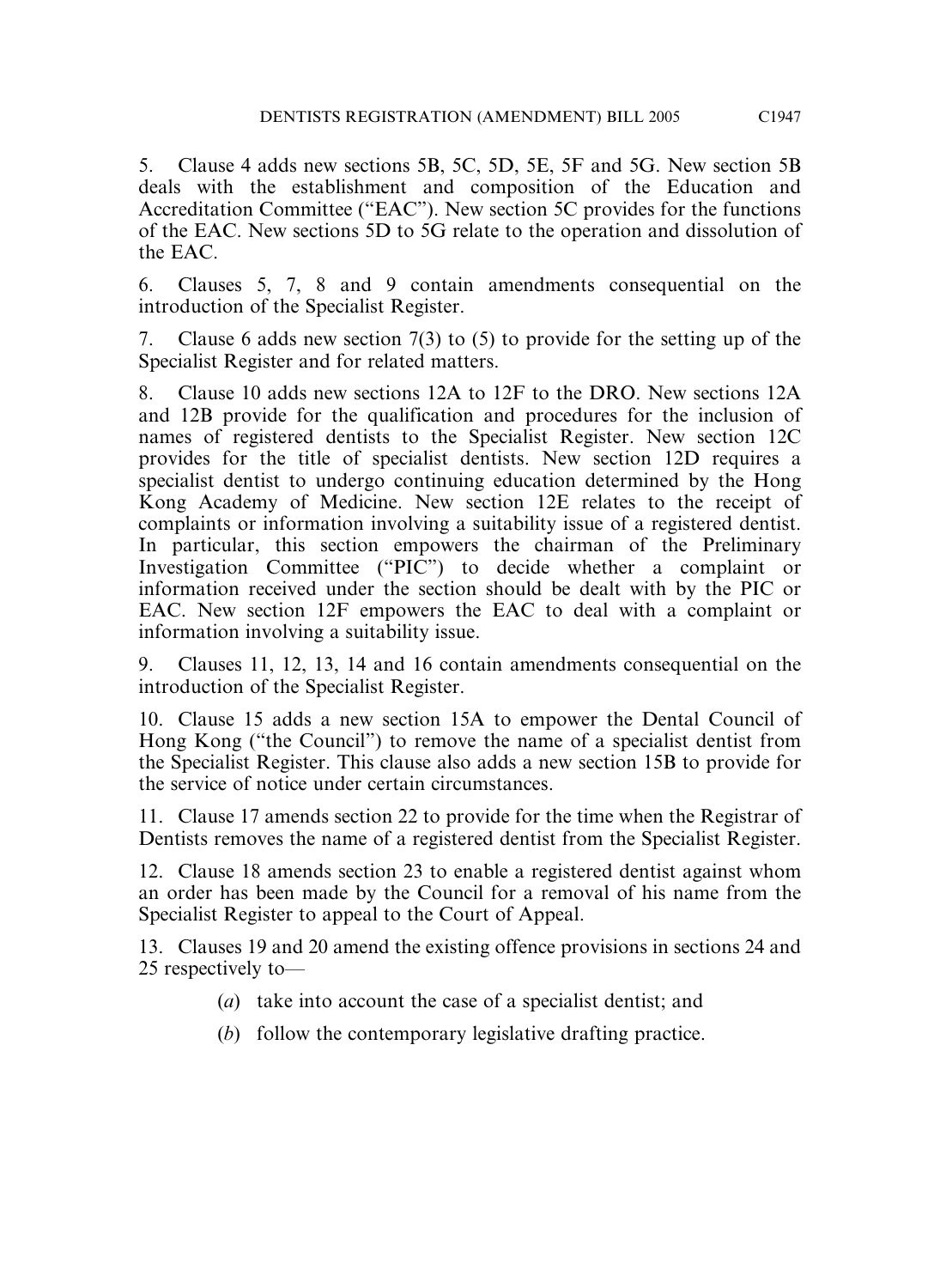5. Clause 4 adds new sections 5B, 5C, 5D, 5E, 5F and 5G. New section 5B deals with the establishment and composition of the Education and Accreditation Committee ("EAC"). New section 5C provides for the functions of the EAC. New sections 5D to 5G relate to the operation and dissolution of the EAC.

6. Clauses 5, 7, 8 and 9 contain amendments consequential on the introduction of the Specialist Register.

7. Clause 6 adds new section 7(3) to (5) to provide for the setting up of the Specialist Register and for related matters.

8. Clause 10 adds new sections 12A to 12F to the DRO. New sections 12A and 12B provide for the qualification and procedures for the inclusion of names of registered dentists to the Specialist Register. New section 12C provides for the title of specialist dentists. New section 12D requires a specialist dentist to undergo continuing education determined by the Hong Kong Academy of Medicine. New section 12E relates to the receipt of complaints or information involving a suitability issue of a registered dentist. In particular, this section empowers the chairman of the Preliminary Investigation Committee ("PIC") to decide whether a complaint or information received under the section should be dealt with by the PIC or EAC. New section 12F empowers the EAC to deal with a complaint or information involving a suitability issue.

9. Clauses 11, 12, 13, 14 and 16 contain amendments consequential on the introduction of the Specialist Register.

10. Clause 15 adds a new section 15A to empower the Dental Council of Hong Kong ("the Council") to remove the name of a specialist dentist from the Specialist Register. This clause also adds a new section 15B to provide for the service of notice under certain circumstances.

11. Clause 17 amends section 22 to provide for the time when the Registrar of Dentists removes the name of a registered dentist from the Specialist Register.

12. Clause 18 amends section 23 to enable a registered dentist against whom an order has been made by the Council for a removal of his name from the Specialist Register to appeal to the Court of Appeal.

13. Clauses 19 and 20 amend the existing offence provisions in sections 24 and 25 respectively to—

(*a*) take into account the case of a specialist dentist; and

(*b*) follow the contemporary legislative drafting practice.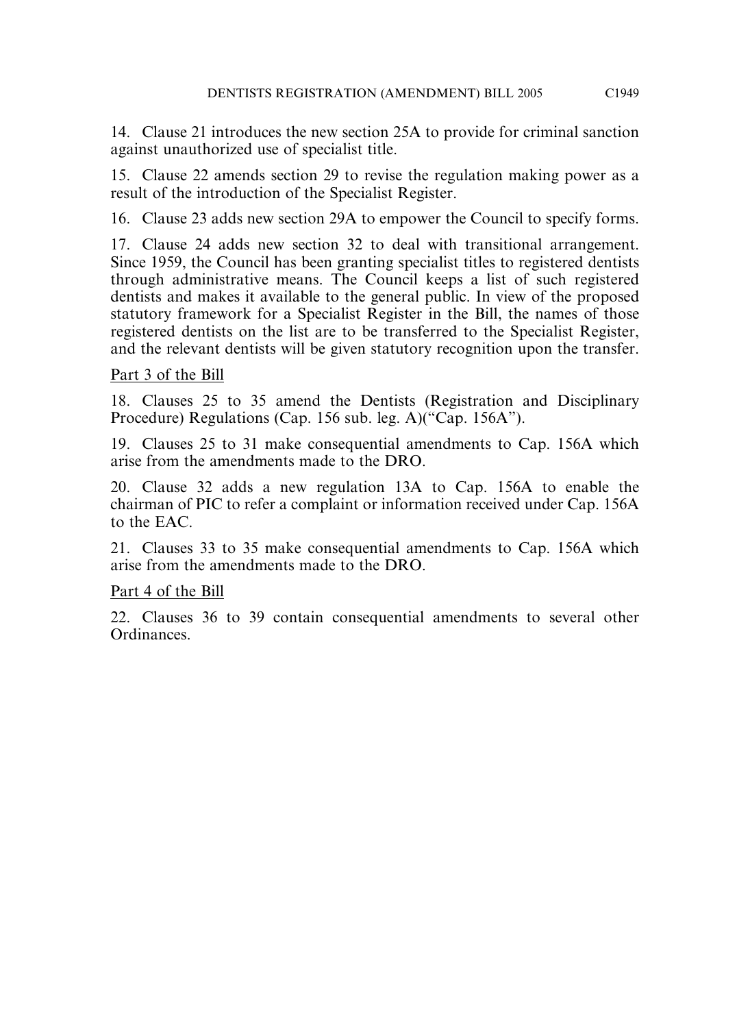14. Clause 21 introduces the new section 25A to provide for criminal sanction against unauthorized use of specialist title.

15. Clause 22 amends section 29 to revise the regulation making power as a result of the introduction of the Specialist Register.

16. Clause 23 adds new section 29A to empower the Council to specify forms.

17. Clause 24 adds new section 32 to deal with transitional arrangement. Since 1959, the Council has been granting specialist titles to registered dentists through administrative means. The Council keeps a list of such registered dentists and makes it available to the general public. In view of the proposed statutory framework for a Specialist Register in the Bill, the names of those registered dentists on the list are to be transferred to the Specialist Register, and the relevant dentists will be given statutory recognition upon the transfer.

<u>Part 3 of the Bill</u>

18. Clauses 25 to 35 amend the Dentists (Registration and Disciplinary Procedure) Regulations (Cap. 156 sub. leg. A)("Cap. 156A").

19. Clauses 25 to 31 make consequential amendments to Cap. 156A which arise from the amendments made to the DRO.

20. Clause 32 adds a new regulation 13A to Cap. 156A to enable the chairman of PIC to refer a complaint or information received under Cap. 156A to the EAC.

21. Clauses 33 to 35 make consequential amendments to Cap. 156A which arise from the amendments made to the DRO.

<u>Part 4 of the Bill</u>

22. Clauses 36 to 39 contain consequential amendments to several other Ordinances.